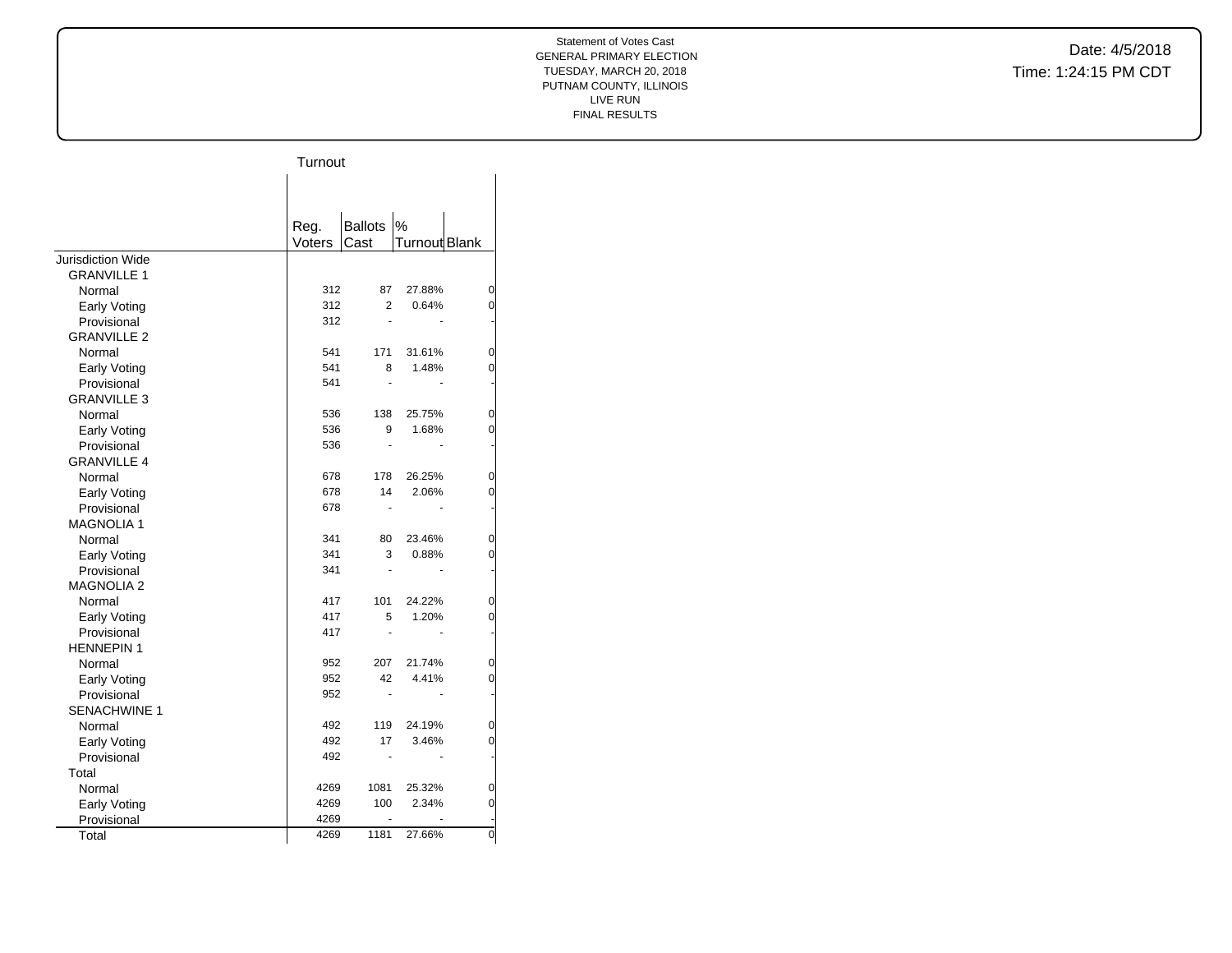Statement of Votes Cast
GENERAL PRIMARY ELECTION
TUESDAY, MARCH 20, 2018
PUTNAM COUNTY, ILLINOIS
LIVE RUN
FINAL RESULTS

Date: 4/5/2018
Time: 1:24:15 PM CDT

| | Turnout | | | |
|---|---|---|---|---|
| | Reg. Voters | Ballots Cast | % Turnout | Blank |
| Jurisdiction Wide | | | | |
| GRANVILLE 1 | | | | |
| Normal | 312 | 87 | 27.88% | 0 |
| Early Voting | 312 | 2 | 0.64% | 0 |
| Provisional | 312 | - | - | - |
| GRANVILLE 2 | | | | |
| Normal | 541 | 171 | 31.61% | 0 |
| Early Voting | 541 | 8 | 1.48% | 0 |
| Provisional | 541 | - | - | - |
| GRANVILLE 3 | | | | |
| Normal | 536 | 138 | 25.75% | 0 |
| Early Voting | 536 | 9 | 1.68% | 0 |
| Provisional | 536 | - | - | - |
| GRANVILLE 4 | | | | |
| Normal | 678 | 178 | 26.25% | 0 |
| Early Voting | 678 | 14 | 2.06% | 0 |
| Provisional | 678 | - | - | - |
| MAGNOLIA 1 | | | | |
| Normal | 341 | 80 | 23.46% | 0 |
| Early Voting | 341 | 3 | 0.88% | 0 |
| Provisional | 341 | - | - | - |
| MAGNOLIA 2 | | | | |
| Normal | 417 | 101 | 24.22% | 0 |
| Early Voting | 417 | 5 | 1.20% | 0 |
| Provisional | 417 | - | - | - |
| HENNEPIN 1 | | | | |
| Normal | 952 | 207 | 21.74% | 0 |
| Early Voting | 952 | 42 | 4.41% | 0 |
| Provisional | 952 | - | - | - |
| SENACHWINE 1 | | | | |
| Normal | 492 | 119 | 24.19% | 0 |
| Early Voting | 492 | 17 | 3.46% | 0 |
| Provisional | 492 | - | - | - |
| Total | | | | |
| Normal | 4269 | 1081 | 25.32% | 0 |
| Early Voting | 4269 | 100 | 2.34% | 0 |
| Provisional | 4269 | - | - | - |
| Total | 4269 | 1181 | 27.66% | 0 |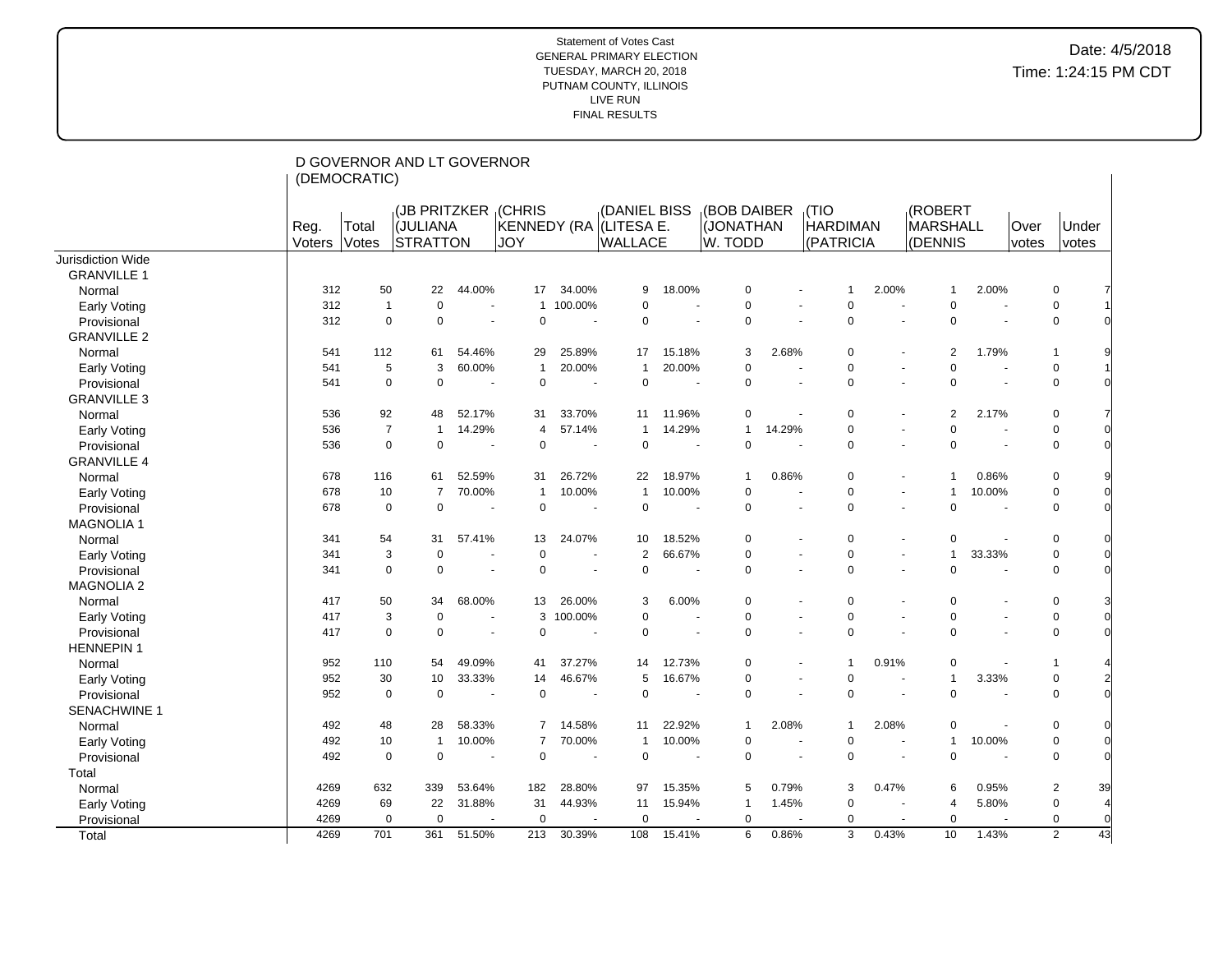Statement of Votes Cast
GENERAL PRIMARY ELECTION
TUESDAY, MARCH 20, 2018
PUTNAM COUNTY, ILLINOIS
LIVE RUN
FINAL RESULTS

Date: 4/5/2018
Time: 1:24:15 PM CDT

## D GOVERNOR AND LT GOVERNOR (DEMOCRATIC)

| | Reg. Voters | Total Votes | (JB PRITZKER (JULIANA STRATTON | | (CHRIS KENNEDY (RA JOY | | (DANIEL BISS (LITESA E. WALLACE | | (BOB DAIBER (JONATHAN W. TODD | | (TIO HARDIMAN (PATRICIA | | (ROBERT MARSHALL (DENNIS | | Over votes | Under votes |
|---|---|---|---|---|---|---|---|---|---|---|---|---|---|---|---|---|
| Jurisdiction Wide | | | | | | | | | | | | | | | | |
| GRANVILLE 1 | | | | | | | | | | | | | | | | |
| Normal | 312 | 50 | 22 | 44.00% | 17 | 34.00% | 9 | 18.00% | 0 | - | 1 | 2.00% | 1 | 2.00% | 0 | 7 |
| Early Voting | 312 | 1 | 0 | - | 1 | 100.00% | 0 | - | 0 | - | 0 | - | 0 | - | 0 | 1 |
| Provisional | 312 | 0 | 0 | - | 0 | - | 0 | - | 0 | - | 0 | - | 0 | - | 0 | 0 |
| GRANVILLE 2 | | | | | | | | | | | | | | | | |
| Normal | 541 | 112 | 61 | 54.46% | 29 | 25.89% | 17 | 15.18% | 3 | 2.68% | 0 | - | 2 | 1.79% | 1 | 9 |
| Early Voting | 541 | 5 | 3 | 60.00% | 1 | 20.00% | 1 | 20.00% | 0 | - | 0 | - | 0 | - | 0 | 1 |
| Provisional | 541 | 0 | 0 | - | 0 | - | 0 | - | 0 | - | 0 | - | 0 | - | 0 | 0 |
| GRANVILLE 3 | | | | | | | | | | | | | | | | |
| Normal | 536 | 92 | 48 | 52.17% | 31 | 33.70% | 11 | 11.96% | 0 | - | 0 | - | 2 | 2.17% | 0 | 7 |
| Early Voting | 536 | 7 | 1 | 14.29% | 4 | 57.14% | 1 | 14.29% | 1 | 14.29% | 0 | - | 0 | - | 0 | 0 |
| Provisional | 536 | 0 | 0 | - | 0 | - | 0 | - | 0 | - | 0 | - | 0 | - | 0 | 0 |
| GRANVILLE 4 | | | | | | | | | | | | | | | | |
| Normal | 678 | 116 | 61 | 52.59% | 31 | 26.72% | 22 | 18.97% | 1 | 0.86% | 0 | - | 1 | 0.86% | 0 | 9 |
| Early Voting | 678 | 10 | 7 | 70.00% | 1 | 10.00% | 1 | 10.00% | 0 | - | 0 | - | 1 | 10.00% | 0 | 0 |
| Provisional | 678 | 0 | 0 | - | 0 | - | 0 | - | 0 | - | 0 | - | 0 | - | 0 | 0 |
| MAGNOLIA 1 | | | | | | | | | | | | | | | | |
| Normal | 341 | 54 | 31 | 57.41% | 13 | 24.07% | 10 | 18.52% | 0 | - | 0 | - | 0 | - | 0 | 0 |
| Early Voting | 341 | 3 | 0 | - | 0 | - | 2 | 66.67% | 0 | - | 0 | - | 1 | 33.33% | 0 | 0 |
| Provisional | 341 | 0 | 0 | - | 0 | - | 0 | - | 0 | - | 0 | - | 0 | - | 0 | 0 |
| MAGNOLIA 2 | | | | | | | | | | | | | | | | |
| Normal | 417 | 50 | 34 | 68.00% | 13 | 26.00% | 3 | 6.00% | 0 | - | 0 | - | 0 | - | 0 | 3 |
| Early Voting | 417 | 3 | 0 | - | 3 | 100.00% | 0 | - | 0 | - | 0 | - | 0 | - | 0 | 0 |
| Provisional | 417 | 0 | 0 | - | 0 | - | 0 | - | 0 | - | 0 | - | 0 | - | 0 | 0 |
| HENNEPIN 1 | | | | | | | | | | | | | | | | |
| Normal | 952 | 110 | 54 | 49.09% | 41 | 37.27% | 14 | 12.73% | 0 | - | 1 | 0.91% | 0 | - | 1 | 4 |
| Early Voting | 952 | 30 | 10 | 33.33% | 14 | 46.67% | 5 | 16.67% | 0 | - | 0 | - | 1 | 3.33% | 0 | 2 |
| Provisional | 952 | 0 | 0 | - | 0 | - | 0 | - | 0 | - | 0 | - | 0 | - | 0 | 0 |
| SENACHWINE 1 | | | | | | | | | | | | | | | | |
| Normal | 492 | 48 | 28 | 58.33% | 7 | 14.58% | 11 | 22.92% | 1 | 2.08% | 1 | 2.08% | 0 | - | 0 | 0 |
| Early Voting | 492 | 10 | 1 | 10.00% | 7 | 70.00% | 1 | 10.00% | 0 | - | 0 | - | 1 | 10.00% | 0 | 0 |
| Provisional | 492 | 0 | 0 | - | 0 | - | 0 | - | 0 | - | 0 | - | 0 | - | 0 | 0 |
| Total | | | | | | | | | | | | | | | | |
| Normal | 4269 | 632 | 339 | 53.64% | 182 | 28.80% | 97 | 15.35% | 5 | 0.79% | 3 | 0.47% | 6 | 0.95% | 2 | 39 |
| Early Voting | 4269 | 69 | 22 | 31.88% | 31 | 44.93% | 11 | 15.94% | 1 | 1.45% | 0 | - | 4 | 5.80% | 0 | 4 |
| Provisional | 4269 | 0 | 0 | - | 0 | - | 0 | - | 0 | - | 0 | - | 0 | - | 0 | 0 |
| Total | 4269 | 701 | 361 | 51.50% | 213 | 30.39% | 108 | 15.41% | 6 | 0.86% | 3 | 0.43% | 10 | 1.43% | 2 | 43 |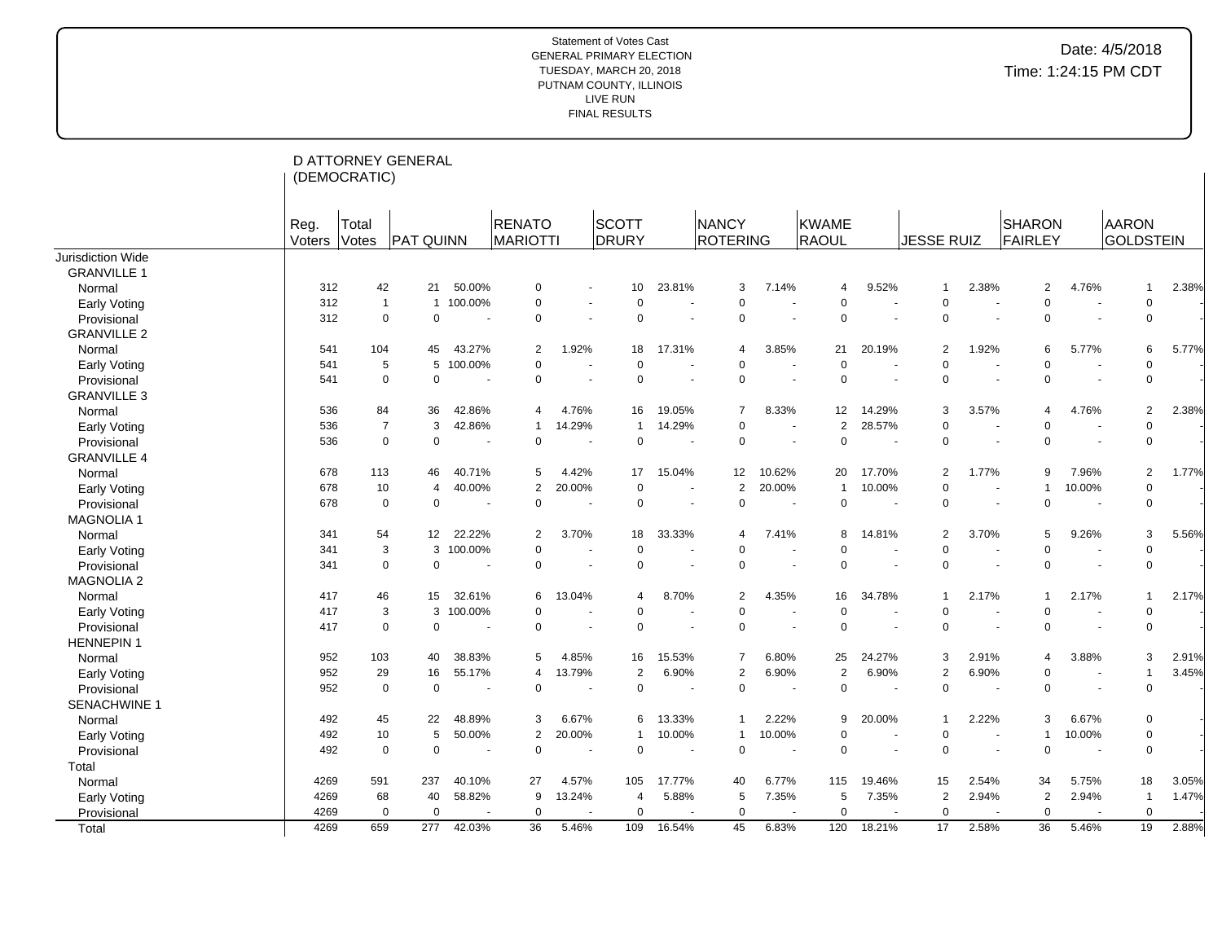Statement of Votes Cast
GENERAL PRIMARY ELECTION
TUESDAY, MARCH 20, 2018
PUTNAM COUNTY, ILLINOIS
LIVE RUN
FINAL RESULTS

Date: 4/5/2018
Time: 1:24:15 PM CDT

## D ATTORNEY GENERAL (DEMOCRATIC)

| | Reg. Voters | Total Votes | PAT QUINN | | RENATO MARIOTTI | | SCOTT DRURY | | NANCY ROTERING | | KWAME RAOUL | | JESSE RUIZ | | SHARON FAIRLEY | | AARON GOLDSTEIN | |
|---|---|---|---|---|---|---|---|---|---|---|---|---|---|---|---|---|---|---|
| Jurisdiction Wide | | | | | | | | | | | | | | | | | | |
| GRANVILLE 1 | | | | | | | | | | | | | | | | | | |
| Normal | 312 | 42 | 21 | 50.00% | 0 | - | 10 | 23.81% | 3 | 7.14% | 4 | 9.52% | 1 | 2.38% | 2 | 4.76% | 1 | 2.38% |
| Early Voting | 312 | 1 | 1 | 100.00% | 0 | - | 0 | - | 0 | - | 0 | - | 0 | - | 0 | - | 0 | - |
| Provisional | 312 | 0 | 0 | - | 0 | - | 0 | - | 0 | - | 0 | - | 0 | - | 0 | - | 0 | - |
| GRANVILLE 2 | | | | | | | | | | | | | | | | | | |
| Normal | 541 | 104 | 45 | 43.27% | 2 | 1.92% | 18 | 17.31% | 4 | 3.85% | 21 | 20.19% | 2 | 1.92% | 6 | 5.77% | 6 | 5.77% |
| Early Voting | 541 | 5 | 5 | 100.00% | 0 | - | 0 | - | 0 | - | 0 | - | 0 | - | 0 | - | 0 | - |
| Provisional | 541 | 0 | 0 | - | 0 | - | 0 | - | 0 | - | 0 | - | 0 | - | 0 | - | 0 | - |
| GRANVILLE 3 | | | | | | | | | | | | | | | | | | |
| Normal | 536 | 84 | 36 | 42.86% | 4 | 4.76% | 16 | 19.05% | 7 | 8.33% | 12 | 14.29% | 3 | 3.57% | 4 | 4.76% | 2 | 2.38% |
| Early Voting | 536 | 7 | 3 | 42.86% | 1 | 14.29% | 1 | 14.29% | 0 | - | 2 | 28.57% | 0 | - | 0 | - | 0 | - |
| Provisional | 536 | 0 | 0 | - | 0 | - | 0 | - | 0 | - | 0 | - | 0 | - | 0 | - | 0 | - |
| GRANVILLE 4 | | | | | | | | | | | | | | | | | | |
| Normal | 678 | 113 | 46 | 40.71% | 5 | 4.42% | 17 | 15.04% | 12 | 10.62% | 20 | 17.70% | 2 | 1.77% | 9 | 7.96% | 2 | 1.77% |
| Early Voting | 678 | 10 | 4 | 40.00% | 2 | 20.00% | 0 | - | 2 | 20.00% | 1 | 10.00% | 0 | - | 1 | 10.00% | 0 | - |
| Provisional | 678 | 0 | 0 | - | 0 | - | 0 | - | 0 | - | 0 | - | 0 | - | 0 | - | 0 | - |
| MAGNOLIA 1 | | | | | | | | | | | | | | | | | | |
| Normal | 341 | 54 | 12 | 22.22% | 2 | 3.70% | 18 | 33.33% | 4 | 7.41% | 8 | 14.81% | 2 | 3.70% | 5 | 9.26% | 3 | 5.56% |
| Early Voting | 341 | 3 | 3 | 100.00% | 0 | - | 0 | - | 0 | - | 0 | - | 0 | - | 0 | - | 0 | - |
| Provisional | 341 | 0 | 0 | - | 0 | - | 0 | - | 0 | - | 0 | - | 0 | - | 0 | - | 0 | - |
| MAGNOLIA 2 | | | | | | | | | | | | | | | | | | |
| Normal | 417 | 46 | 15 | 32.61% | 6 | 13.04% | 4 | 8.70% | 2 | 4.35% | 16 | 34.78% | 1 | 2.17% | 1 | 2.17% | 1 | 2.17% |
| Early Voting | 417 | 3 | 3 | 100.00% | 0 | - | 0 | - | 0 | - | 0 | - | 0 | - | 0 | - | 0 | - |
| Provisional | 417 | 0 | 0 | - | 0 | - | 0 | - | 0 | - | 0 | - | 0 | - | 0 | - | 0 | - |
| HENNEPIN 1 | | | | | | | | | | | | | | | | | | |
| Normal | 952 | 103 | 40 | 38.83% | 5 | 4.85% | 16 | 15.53% | 7 | 6.80% | 25 | 24.27% | 3 | 2.91% | 4 | 3.88% | 3 | 2.91% |
| Early Voting | 952 | 29 | 16 | 55.17% | 4 | 13.79% | 2 | 6.90% | 2 | 6.90% | 2 | 6.90% | 2 | 6.90% | 0 | - | 1 | 3.45% |
| Provisional | 952 | 0 | 0 | - | 0 | - | 0 | - | 0 | - | 0 | - | 0 | - | 0 | - | 0 | - |
| SENACHWINE 1 | | | | | | | | | | | | | | | | | | |
| Normal | 492 | 45 | 22 | 48.89% | 3 | 6.67% | 6 | 13.33% | 1 | 2.22% | 9 | 20.00% | 1 | 2.22% | 3 | 6.67% | 0 | - |
| Early Voting | 492 | 10 | 5 | 50.00% | 2 | 20.00% | 1 | 10.00% | 1 | 10.00% | 0 | - | 0 | - | 1 | 10.00% | 0 | - |
| Provisional | 492 | 0 | 0 | - | 0 | - | 0 | - | 0 | - | 0 | - | 0 | - | 0 | - | 0 | - |
| Total | | | | | | | | | | | | | | | | | | |
| Normal | 4269 | 591 | 237 | 40.10% | 27 | 4.57% | 105 | 17.77% | 40 | 6.77% | 115 | 19.46% | 15 | 2.54% | 34 | 5.75% | 18 | 3.05% |
| Early Voting | 4269 | 68 | 40 | 58.82% | 9 | 13.24% | 4 | 5.88% | 5 | 7.35% | 5 | 7.35% | 2 | 2.94% | 2 | 2.94% | 1 | 1.47% |
| Provisional | 4269 | 0 | 0 | - | 0 | - | 0 | - | 0 | - | 0 | - | 0 | - | 0 | - | 0 | - |
| Total | 4269 | 659 | 277 | 42.03% | 36 | 5.46% | 109 | 16.54% | 45 | 6.83% | 120 | 18.21% | 17 | 2.58% | 36 | 5.46% | 19 | 2.88% |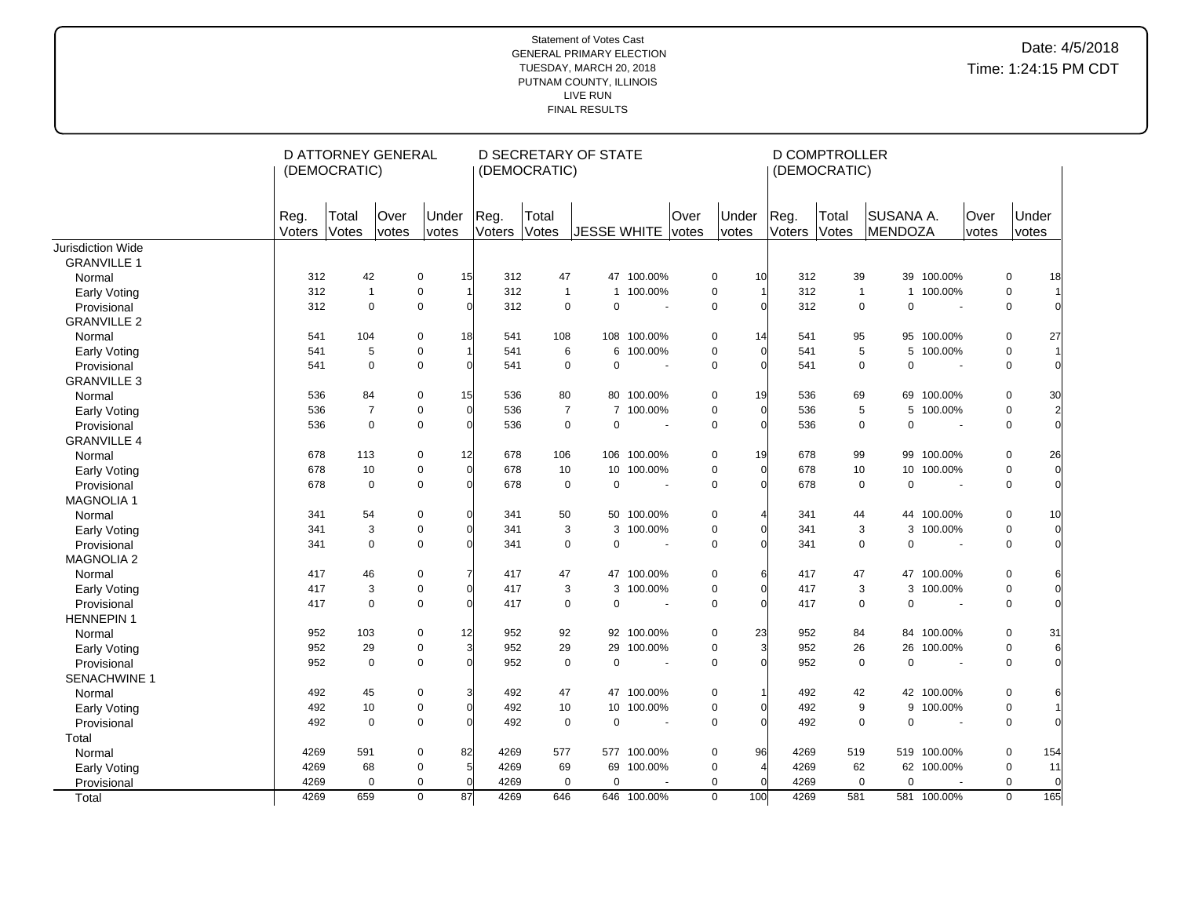Statement of Votes Cast
GENERAL PRIMARY ELECTION
TUESDAY, MARCH 20, 2018
PUTNAM COUNTY, ILLINOIS
LIVE RUN
FINAL RESULTS

Date: 4/5/2018
Time: 1:24:15 PM CDT

| | D ATTORNEY GENERAL (DEMOCRATIC) | | | | D SECRETARY OF STATE (DEMOCRATIC) | | | | | | D COMPTROLLER (DEMOCRATIC) | | | | | |
|---|---|---|---|---|---|---|---|---|---|---|---|---|---|---|---|---|
| | Reg. Voters | Total Votes | Over votes | Under votes | Reg. Voters | Total Votes | JESSE WHITE | | Over votes | Under votes | Reg. Voters | Total Votes | SUSANA A. MENDOZA | | Over votes | Under votes |
| Jurisdiction Wide | | | | | | | | | | | | | | | | |
| GRANVILLE 1 | | | | | | | | | | | | | | | | |
| Normal | 312 | 42 | 0 | 15 | 312 | 47 | 47 | 100.00% | 0 | 10 | 312 | 39 | 39 | 100.00% | 0 | 18 |
| Early Voting | 312 | 1 | 0 | 1 | 312 | 1 | 1 | 100.00% | 0 | 1 | 312 | 1 | 1 | 100.00% | 0 | 1 |
| Provisional | 312 | 0 | 0 | 0 | 312 | 0 | 0 | - | 0 | 0 | 312 | 0 | 0 | - | 0 | 0 |
| GRANVILLE 2 | | | | | | | | | | | | | | | | |
| Normal | 541 | 104 | 0 | 18 | 541 | 108 | 108 | 100.00% | 0 | 14 | 541 | 95 | 95 | 100.00% | 0 | 27 |
| Early Voting | 541 | 5 | 0 | 1 | 541 | 6 | 6 | 100.00% | 0 | 0 | 541 | 5 | 5 | 100.00% | 0 | 1 |
| Provisional | 541 | 0 | 0 | 0 | 541 | 0 | 0 | - | 0 | 0 | 541 | 0 | 0 | - | 0 | 0 |
| GRANVILLE 3 | | | | | | | | | | | | | | | | |
| Normal | 536 | 84 | 0 | 15 | 536 | 80 | 80 | 100.00% | 0 | 19 | 536 | 69 | 69 | 100.00% | 0 | 30 |
| Early Voting | 536 | 7 | 0 | 0 | 536 | 7 | 7 | 100.00% | 0 | 0 | 536 | 5 | 5 | 100.00% | 0 | 2 |
| Provisional | 536 | 0 | 0 | 0 | 536 | 0 | 0 | - | 0 | 0 | 536 | 0 | 0 | - | 0 | 0 |
| GRANVILLE 4 | | | | | | | | | | | | | | | | |
| Normal | 678 | 113 | 0 | 12 | 678 | 106 | 106 | 100.00% | 0 | 19 | 678 | 99 | 99 | 100.00% | 0 | 26 |
| Early Voting | 678 | 10 | 0 | 0 | 678 | 10 | 10 | 100.00% | 0 | 0 | 678 | 10 | 10 | 100.00% | 0 | 0 |
| Provisional | 678 | 0 | 0 | 0 | 678 | 0 | 0 | - | 0 | 0 | 678 | 0 | 0 | - | 0 | 0 |
| MAGNOLIA 1 | | | | | | | | | | | | | | | | |
| Normal | 341 | 54 | 0 | 0 | 341 | 50 | 50 | 100.00% | 0 | 4 | 341 | 44 | 44 | 100.00% | 0 | 10 |
| Early Voting | 341 | 3 | 0 | 0 | 341 | 3 | 3 | 100.00% | 0 | 0 | 341 | 3 | 3 | 100.00% | 0 | 0 |
| Provisional | 341 | 0 | 0 | 0 | 341 | 0 | 0 | - | 0 | 0 | 341 | 0 | 0 | - | 0 | 0 |
| MAGNOLIA 2 | | | | | | | | | | | | | | | | |
| Normal | 417 | 46 | 0 | 7 | 417 | 47 | 47 | 100.00% | 0 | 6 | 417 | 47 | 47 | 100.00% | 0 | 6 |
| Early Voting | 417 | 3 | 0 | 0 | 417 | 3 | 3 | 100.00% | 0 | 0 | 417 | 3 | 3 | 100.00% | 0 | 0 |
| Provisional | 417 | 0 | 0 | 0 | 417 | 0 | 0 | - | 0 | 0 | 417 | 0 | 0 | - | 0 | 0 |
| HENNEPIN 1 | | | | | | | | | | | | | | | | |
| Normal | 952 | 103 | 0 | 12 | 952 | 92 | 92 | 100.00% | 0 | 23 | 952 | 84 | 84 | 100.00% | 0 | 31 |
| Early Voting | 952 | 29 | 0 | 3 | 952 | 29 | 29 | 100.00% | 0 | 3 | 952 | 26 | 26 | 100.00% | 0 | 6 |
| Provisional | 952 | 0 | 0 | 0 | 952 | 0 | 0 | - | 0 | 0 | 952 | 0 | 0 | - | 0 | 0 |
| SENACHWINE 1 | | | | | | | | | | | | | | | | |
| Normal | 492 | 45 | 0 | 3 | 492 | 47 | 47 | 100.00% | 0 | 1 | 492 | 42 | 42 | 100.00% | 0 | 6 |
| Early Voting | 492 | 10 | 0 | 0 | 492 | 10 | 10 | 100.00% | 0 | 0 | 492 | 9 | 9 | 100.00% | 0 | 1 |
| Provisional | 492 | 0 | 0 | 0 | 492 | 0 | 0 | - | 0 | 0 | 492 | 0 | 0 | - | 0 | 0 |
| Total | | | | | | | | | | | | | | | | |
| Normal | 4269 | 591 | 0 | 82 | 4269 | 577 | 577 | 100.00% | 0 | 96 | 4269 | 519 | 519 | 100.00% | 0 | 154 |
| Early Voting | 4269 | 68 | 0 | 5 | 4269 | 69 | 69 | 100.00% | 0 | 4 | 4269 | 62 | 62 | 100.00% | 0 | 11 |
| Provisional | 4269 | 0 | 0 | 0 | 4269 | 0 | 0 | - | 0 | 0 | 4269 | 0 | 0 | - | 0 | 0 |
| Total | 4269 | 659 | 0 | 87 | 4269 | 646 | 646 | 100.00% | 0 | 100 | 4269 | 581 | 581 | 100.00% | 0 | 165 |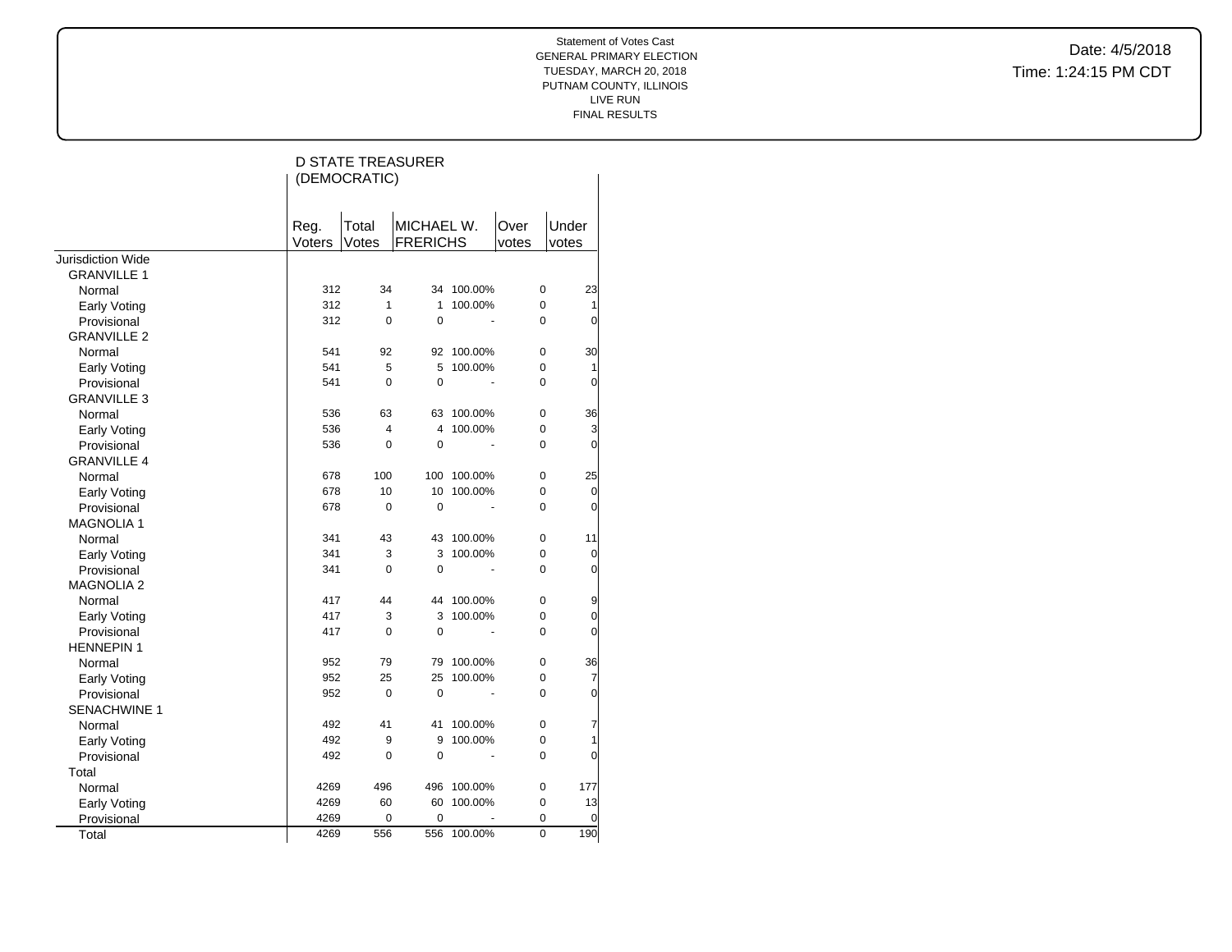Statement of Votes Cast
GENERAL PRIMARY ELECTION
TUESDAY, MARCH 20, 2018
PUTNAM COUNTY, ILLINOIS
LIVE RUN
FINAL RESULTS

Date: 4/5/2018
Time: 1:24:15 PM CDT

## D STATE TREASURER (DEMOCRATIC)

| | Reg. Voters | Total Votes | MICHAEL W. FRERICHS | | Over votes | Under votes |
|---|---|---|---|---|---|---|
| Jurisdiction Wide | | | | | | |
| GRANVILLE 1 | | | | | | |
| Normal | 312 | 34 | 34 | 100.00% | 0 | 23 |
| Early Voting | 312 | 1 | 1 | 100.00% | 0 | 1 |
| Provisional | 312 | 0 | 0 | - | 0 | 0 |
| GRANVILLE 2 | | | | | | |
| Normal | 541 | 92 | 92 | 100.00% | 0 | 30 |
| Early Voting | 541 | 5 | 5 | 100.00% | 0 | 1 |
| Provisional | 541 | 0 | 0 | - | 0 | 0 |
| GRANVILLE 3 | | | | | | |
| Normal | 536 | 63 | 63 | 100.00% | 0 | 36 |
| Early Voting | 536 | 4 | 4 | 100.00% | 0 | 3 |
| Provisional | 536 | 0 | 0 | - | 0 | 0 |
| GRANVILLE 4 | | | | | | |
| Normal | 678 | 100 | 100 | 100.00% | 0 | 25 |
| Early Voting | 678 | 10 | 10 | 100.00% | 0 | 0 |
| Provisional | 678 | 0 | 0 | - | 0 | 0 |
| MAGNOLIA 1 | | | | | | |
| Normal | 341 | 43 | 43 | 100.00% | 0 | 11 |
| Early Voting | 341 | 3 | 3 | 100.00% | 0 | 0 |
| Provisional | 341 | 0 | 0 | - | 0 | 0 |
| MAGNOLIA 2 | | | | | | |
| Normal | 417 | 44 | 44 | 100.00% | 0 | 9 |
| Early Voting | 417 | 3 | 3 | 100.00% | 0 | 0 |
| Provisional | 417 | 0 | 0 | - | 0 | 0 |
| HENNEPIN 1 | | | | | | |
| Normal | 952 | 79 | 79 | 100.00% | 0 | 36 |
| Early Voting | 952 | 25 | 25 | 100.00% | 0 | 7 |
| Provisional | 952 | 0 | 0 | - | 0 | 0 |
| SENACHWINE 1 | | | | | | |
| Normal | 492 | 41 | 41 | 100.00% | 0 | 7 |
| Early Voting | 492 | 9 | 9 | 100.00% | 0 | 1 |
| Provisional | 492 | 0 | 0 | - | 0 | 0 |
| Total | | | | | | |
| Normal | 4269 | 496 | 496 | 100.00% | 0 | 177 |
| Early Voting | 4269 | 60 | 60 | 100.00% | 0 | 13 |
| Provisional | 4269 | 0 | 0 | - | 0 | 0 |
| Total | 4269 | 556 | 556 | 100.00% | 0 | 190 |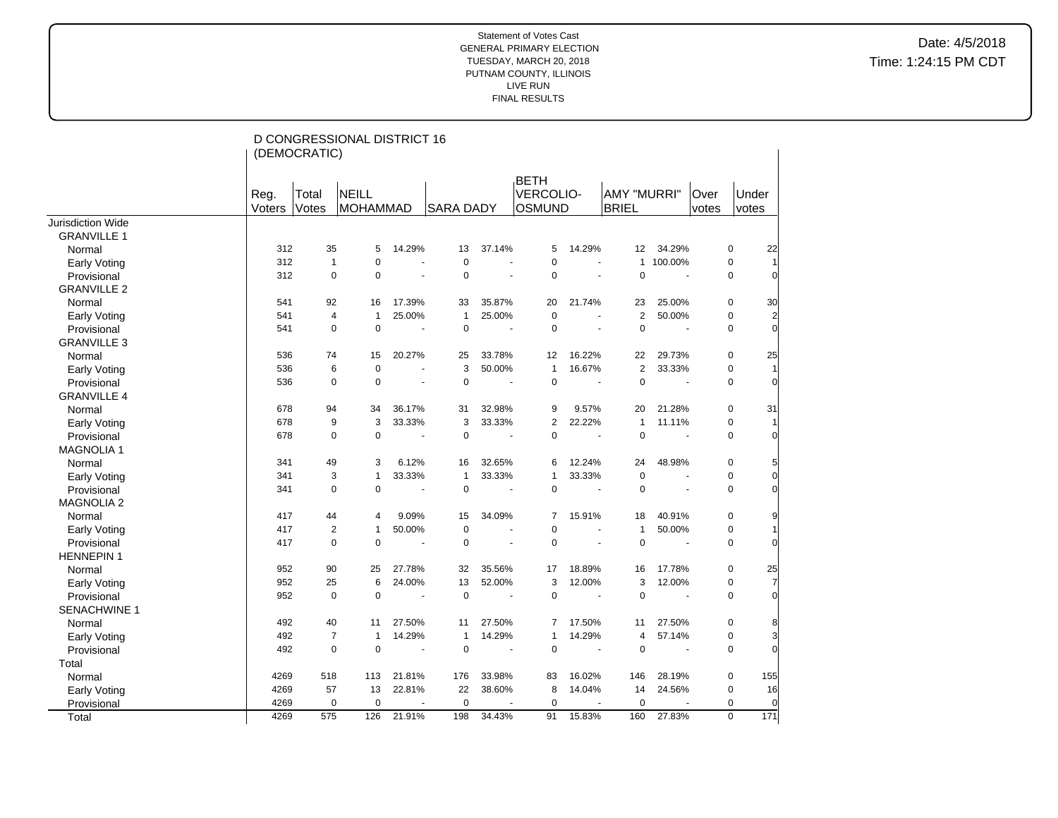Statement of Votes Cast
GENERAL PRIMARY ELECTION
TUESDAY, MARCH 20, 2018
PUTNAM COUNTY, ILLINOIS
LIVE RUN
FINAL RESULTS

Date: 4/5/2018
Time: 1:24:15 PM CDT

## D CONGRESSIONAL DISTRICT 16 (DEMOCRATIC)

| | Reg. Voters | Total Votes | NEILL MOHAMMAD | | SARA DADY | | BETH VERCOLIO-OSMUND | | AMY "MURRI" BRIEL | | Over votes | Under votes |
|---|---|---|---|---|---|---|---|---|---|---|---|---|
| Jurisdiction Wide | | | | | | | | | | | | |
| GRANVILLE 1 | | | | | | | | | | | | |
| Normal | 312 | 35 | 5 | 14.29% | 13 | 37.14% | 5 | 14.29% | 12 | 34.29% | 0 | 22 |
| Early Voting | 312 | 1 | 0 | - | 0 | - | 0 | - | 1 | 100.00% | 0 | 1 |
| Provisional | 312 | 0 | 0 | - | 0 | - | 0 | - | 0 | - | 0 | 0 |
| GRANVILLE 2 | | | | | | | | | | | | |
| Normal | 541 | 92 | 16 | 17.39% | 33 | 35.87% | 20 | 21.74% | 23 | 25.00% | 0 | 30 |
| Early Voting | 541 | 4 | 1 | 25.00% | 1 | 25.00% | 0 | - | 2 | 50.00% | 0 | 2 |
| Provisional | 541 | 0 | 0 | - | 0 | - | 0 | - | 0 | - | 0 | 0 |
| GRANVILLE 3 | | | | | | | | | | | | |
| Normal | 536 | 74 | 15 | 20.27% | 25 | 33.78% | 12 | 16.22% | 22 | 29.73% | 0 | 25 |
| Early Voting | 536 | 6 | 0 | - | 3 | 50.00% | 1 | 16.67% | 2 | 33.33% | 0 | 1 |
| Provisional | 536 | 0 | 0 | - | 0 | - | 0 | - | 0 | - | 0 | 0 |
| GRANVILLE 4 | | | | | | | | | | | | |
| Normal | 678 | 94 | 34 | 36.17% | 31 | 32.98% | 9 | 9.57% | 20 | 21.28% | 0 | 31 |
| Early Voting | 678 | 9 | 3 | 33.33% | 3 | 33.33% | 2 | 22.22% | 1 | 11.11% | 0 | 1 |
| Provisional | 678 | 0 | 0 | - | 0 | - | 0 | - | 0 | - | 0 | 0 |
| MAGNOLIA 1 | | | | | | | | | | | | |
| Normal | 341 | 49 | 3 | 6.12% | 16 | 32.65% | 6 | 12.24% | 24 | 48.98% | 0 | 5 |
| Early Voting | 341 | 3 | 1 | 33.33% | 1 | 33.33% | 1 | 33.33% | 0 | - | 0 | 0 |
| Provisional | 341 | 0 | 0 | - | 0 | - | 0 | - | 0 | - | 0 | 0 |
| MAGNOLIA 2 | | | | | | | | | | | | |
| Normal | 417 | 44 | 4 | 9.09% | 15 | 34.09% | 7 | 15.91% | 18 | 40.91% | 0 | 9 |
| Early Voting | 417 | 2 | 1 | 50.00% | 0 | - | 0 | - | 1 | 50.00% | 0 | 1 |
| Provisional | 417 | 0 | 0 | - | 0 | - | 0 | - | 0 | - | 0 | 0 |
| HENNEPIN 1 | | | | | | | | | | | | |
| Normal | 952 | 90 | 25 | 27.78% | 32 | 35.56% | 17 | 18.89% | 16 | 17.78% | 0 | 25 |
| Early Voting | 952 | 25 | 6 | 24.00% | 13 | 52.00% | 3 | 12.00% | 3 | 12.00% | 0 | 7 |
| Provisional | 952 | 0 | 0 | - | 0 | - | 0 | - | 0 | - | 0 | 0 |
| SENACHWINE 1 | | | | | | | | | | | | |
| Normal | 492 | 40 | 11 | 27.50% | 11 | 27.50% | 7 | 17.50% | 11 | 27.50% | 0 | 8 |
| Early Voting | 492 | 7 | 1 | 14.29% | 1 | 14.29% | 1 | 14.29% | 4 | 57.14% | 0 | 3 |
| Provisional | 492 | 0 | 0 | - | 0 | - | 0 | - | 0 | - | 0 | 0 |
| Total | | | | | | | | | | | | |
| Normal | 4269 | 518 | 113 | 21.81% | 176 | 33.98% | 83 | 16.02% | 146 | 28.19% | 0 | 155 |
| Early Voting | 4269 | 57 | 13 | 22.81% | 22 | 38.60% | 8 | 14.04% | 14 | 24.56% | 0 | 16 |
| Provisional | 4269 | 0 | 0 | - | 0 | - | 0 | - | 0 | - | 0 | 0 |
| Total | 4269 | 575 | 126 | 21.91% | 198 | 34.43% | 91 | 15.83% | 160 | 27.83% | 0 | 171 |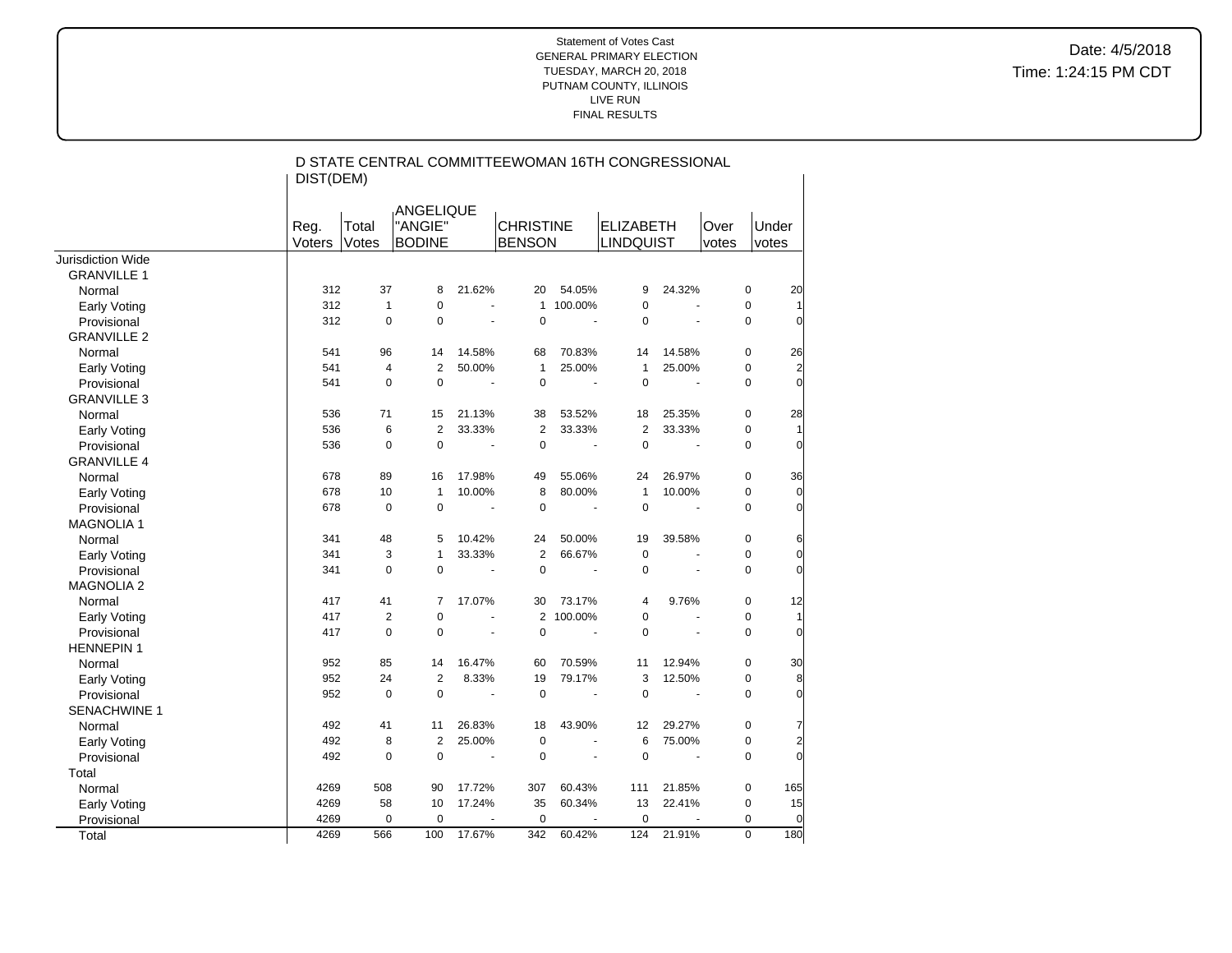Statement of Votes Cast
GENERAL PRIMARY ELECTION
TUESDAY, MARCH 20, 2018
PUTNAM COUNTY, ILLINOIS
LIVE RUN
FINAL RESULTS

Date: 4/5/2018
Time: 1:24:15 PM CDT

## D STATE CENTRAL COMMITTEEWOMAN 16TH CONGRESSIONAL DIST(DEM)

| | Reg. Voters | Total Votes | ANGELIQUE "ANGIE" BODINE | | CHRISTINE BENSON | | ELIZABETH LINDQUIST | | Over votes | Under votes |
|---|---|---|---|---|---|---|---|---|---|---|
| Jurisdiction Wide | | | | | | | | | | |
| GRANVILLE 1 | | | | | | | | | | |
| Normal | 312 | 37 | 8 | 21.62% | 20 | 54.05% | 9 | 24.32% | 0 | 20 |
| Early Voting | 312 | 1 | 0 | - | 1 | 100.00% | 0 | - | 0 | 1 |
| Provisional | 312 | 0 | 0 | - | 0 | - | 0 | - | 0 | 0 |
| GRANVILLE 2 | | | | | | | | | | |
| Normal | 541 | 96 | 14 | 14.58% | 68 | 70.83% | 14 | 14.58% | 0 | 26 |
| Early Voting | 541 | 4 | 2 | 50.00% | 1 | 25.00% | 1 | 25.00% | 0 | 2 |
| Provisional | 541 | 0 | 0 | - | 0 | - | 0 | - | 0 | 0 |
| GRANVILLE 3 | | | | | | | | | | |
| Normal | 536 | 71 | 15 | 21.13% | 38 | 53.52% | 18 | 25.35% | 0 | 28 |
| Early Voting | 536 | 6 | 2 | 33.33% | 2 | 33.33% | 2 | 33.33% | 0 | 1 |
| Provisional | 536 | 0 | 0 | - | 0 | - | 0 | - | 0 | 0 |
| GRANVILLE 4 | | | | | | | | | | |
| Normal | 678 | 89 | 16 | 17.98% | 49 | 55.06% | 24 | 26.97% | 0 | 36 |
| Early Voting | 678 | 10 | 1 | 10.00% | 8 | 80.00% | 1 | 10.00% | 0 | 0 |
| Provisional | 678 | 0 | 0 | - | 0 | - | 0 | - | 0 | 0 |
| MAGNOLIA 1 | | | | | | | | | | |
| Normal | 341 | 48 | 5 | 10.42% | 24 | 50.00% | 19 | 39.58% | 0 | 6 |
| Early Voting | 341 | 3 | 1 | 33.33% | 2 | 66.67% | 0 | - | 0 | 0 |
| Provisional | 341 | 0 | 0 | - | 0 | - | 0 | - | 0 | 0 |
| MAGNOLIA 2 | | | | | | | | | | |
| Normal | 417 | 41 | 7 | 17.07% | 30 | 73.17% | 4 | 9.76% | 0 | 12 |
| Early Voting | 417 | 2 | 0 | - | 2 | 100.00% | 0 | - | 0 | 1 |
| Provisional | 417 | 0 | 0 | - | 0 | - | 0 | - | 0 | 0 |
| HENNEPIN 1 | | | | | | | | | | |
| Normal | 952 | 85 | 14 | 16.47% | 60 | 70.59% | 11 | 12.94% | 0 | 30 |
| Early Voting | 952 | 24 | 2 | 8.33% | 19 | 79.17% | 3 | 12.50% | 0 | 8 |
| Provisional | 952 | 0 | 0 | - | 0 | - | 0 | - | 0 | 0 |
| SENACHWINE 1 | | | | | | | | | | |
| Normal | 492 | 41 | 11 | 26.83% | 18 | 43.90% | 12 | 29.27% | 0 | 7 |
| Early Voting | 492 | 8 | 2 | 25.00% | 0 | - | 6 | 75.00% | 0 | 2 |
| Provisional | 492 | 0 | 0 | - | 0 | - | 0 | - | 0 | 0 |
| Total | | | | | | | | | | |
| Normal | 4269 | 508 | 90 | 17.72% | 307 | 60.43% | 111 | 21.85% | 0 | 165 |
| Early Voting | 4269 | 58 | 10 | 17.24% | 35 | 60.34% | 13 | 22.41% | 0 | 15 |
| Provisional | 4269 | 0 | 0 | - | 0 | - | 0 | - | 0 | 0 |
| Total | 4269 | 566 | 100 | 17.67% | 342 | 60.42% | 124 | 21.91% | 0 | 180 |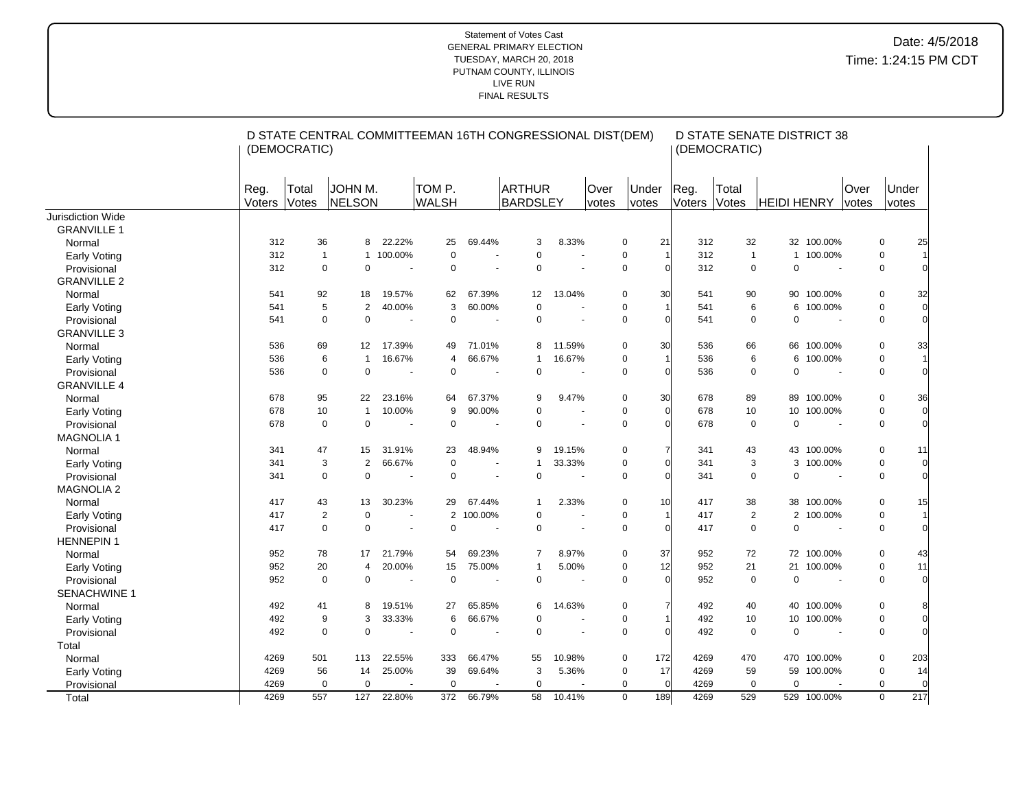Statement of Votes Cast
GENERAL PRIMARY ELECTION
TUESDAY, MARCH 20, 2018
PUTNAM COUNTY, ILLINOIS
LIVE RUN
FINAL RESULTS

Date: 4/5/2018
Time: 1:24:15 PM CDT

| | D STATE CENTRAL COMMITTEEMAN 16TH CONGRESSIONAL DIST(DEM) (DEMOCRATIC) | | | | | | | | | | D STATE SENATE DISTRICT 38 (DEMOCRATIC) | | | | | |
|---|---|---|---|---|---|---|---|---|---|---|---|---|---|---|---|---|
| | Reg. Voters | Total Votes | JOHN M. NELSON | | TOM P. WALSH | | ARTHUR BARDSLEY | | Over votes | Under votes | Reg. Voters | Total Votes | HEIDI HENRY | | Over votes | Under votes |
| Jurisdiction Wide | | | | | | | | | | | | | | | | |
| GRANVILLE 1 | | | | | | | | | | | | | | | | |
| Normal | 312 | 36 | 8 | 22.22% | 25 | 69.44% | 3 | 8.33% | 0 | 21 | 312 | 32 | 32 | 100.00% | 0 | 25 |
| Early Voting | 312 | 1 | 1 | 100.00% | 0 | - | 0 | - | 0 | 1 | 312 | 1 | 1 | 100.00% | 0 | 1 |
| Provisional | 312 | 0 | 0 | - | 0 | - | 0 | - | 0 | 0 | 312 | 0 | 0 | - | 0 | 0 |
| GRANVILLE 2 | | | | | | | | | | | | | | | | |
| Normal | 541 | 92 | 18 | 19.57% | 62 | 67.39% | 12 | 13.04% | 0 | 30 | 541 | 90 | 90 | 100.00% | 0 | 32 |
| Early Voting | 541 | 5 | 2 | 40.00% | 3 | 60.00% | 0 | - | 0 | 1 | 541 | 6 | 6 | 100.00% | 0 | 0 |
| Provisional | 541 | 0 | 0 | - | 0 | - | 0 | - | 0 | 0 | 541 | 0 | 0 | - | 0 | 0 |
| GRANVILLE 3 | | | | | | | | | | | | | | | | |
| Normal | 536 | 69 | 12 | 17.39% | 49 | 71.01% | 8 | 11.59% | 0 | 30 | 536 | 66 | 66 | 100.00% | 0 | 33 |
| Early Voting | 536 | 6 | 1 | 16.67% | 4 | 66.67% | 1 | 16.67% | 0 | 1 | 536 | 6 | 6 | 100.00% | 0 | 1 |
| Provisional | 536 | 0 | 0 | - | 0 | - | 0 | - | 0 | 0 | 536 | 0 | 0 | - | 0 | 0 |
| GRANVILLE 4 | | | | | | | | | | | | | | | | |
| Normal | 678 | 95 | 22 | 23.16% | 64 | 67.37% | 9 | 9.47% | 0 | 30 | 678 | 89 | 89 | 100.00% | 0 | 36 |
| Early Voting | 678 | 10 | 1 | 10.00% | 9 | 90.00% | 0 | - | 0 | 0 | 678 | 10 | 10 | 100.00% | 0 | 0 |
| Provisional | 678 | 0 | 0 | - | 0 | - | 0 | - | 0 | 0 | 678 | 0 | 0 | - | 0 | 0 |
| MAGNOLIA 1 | | | | | | | | | | | | | | | | |
| Normal | 341 | 47 | 15 | 31.91% | 23 | 48.94% | 9 | 19.15% | 0 | 7 | 341 | 43 | 43 | 100.00% | 0 | 11 |
| Early Voting | 341 | 3 | 2 | 66.67% | 0 | - | 1 | 33.33% | 0 | 0 | 341 | 3 | 3 | 100.00% | 0 | 0 |
| Provisional | 341 | 0 | 0 | - | 0 | - | 0 | - | 0 | 0 | 341 | 0 | 0 | - | 0 | 0 |
| MAGNOLIA 2 | | | | | | | | | | | | | | | | |
| Normal | 417 | 43 | 13 | 30.23% | 29 | 67.44% | 1 | 2.33% | 0 | 10 | 417 | 38 | 38 | 100.00% | 0 | 15 |
| Early Voting | 417 | 2 | 0 | - | 2 | 100.00% | 0 | - | 0 | 1 | 417 | 2 | 2 | 100.00% | 0 | 1 |
| Provisional | 417 | 0 | 0 | - | 0 | - | 0 | - | 0 | 0 | 417 | 0 | 0 | - | 0 | 0 |
| HENNEPIN 1 | | | | | | | | | | | | | | | | |
| Normal | 952 | 78 | 17 | 21.79% | 54 | 69.23% | 7 | 8.97% | 0 | 37 | 952 | 72 | 72 | 100.00% | 0 | 43 |
| Early Voting | 952 | 20 | 4 | 20.00% | 15 | 75.00% | 1 | 5.00% | 0 | 12 | 952 | 21 | 21 | 100.00% | 0 | 11 |
| Provisional | 952 | 0 | 0 | - | 0 | - | 0 | - | 0 | 0 | 952 | 0 | 0 | - | 0 | 0 |
| SENACHWINE 1 | | | | | | | | | | | | | | | | |
| Normal | 492 | 41 | 8 | 19.51% | 27 | 65.85% | 6 | 14.63% | 0 | 7 | 492 | 40 | 40 | 100.00% | 0 | 8 |
| Early Voting | 492 | 9 | 3 | 33.33% | 6 | 66.67% | 0 | - | 0 | 1 | 492 | 10 | 10 | 100.00% | 0 | 0 |
| Provisional | 492 | 0 | 0 | - | 0 | - | 0 | - | 0 | 0 | 492 | 0 | 0 | - | 0 | 0 |
| Total | | | | | | | | | | | | | | | | |
| Normal | 4269 | 501 | 113 | 22.55% | 333 | 66.47% | 55 | 10.98% | 0 | 172 | 4269 | 470 | 470 | 100.00% | 0 | 203 |
| Early Voting | 4269 | 56 | 14 | 25.00% | 39 | 69.64% | 3 | 5.36% | 0 | 17 | 4269 | 59 | 59 | 100.00% | 0 | 14 |
| Provisional | 4269 | 0 | 0 | - | 0 | - | 0 | - | 0 | 0 | 4269 | 0 | 0 | - | 0 | 0 |
| Total | 4269 | 557 | 127 | 22.80% | 372 | 66.79% | 58 | 10.41% | 0 | 189 | 4269 | 529 | 529 | 100.00% | 0 | 217 |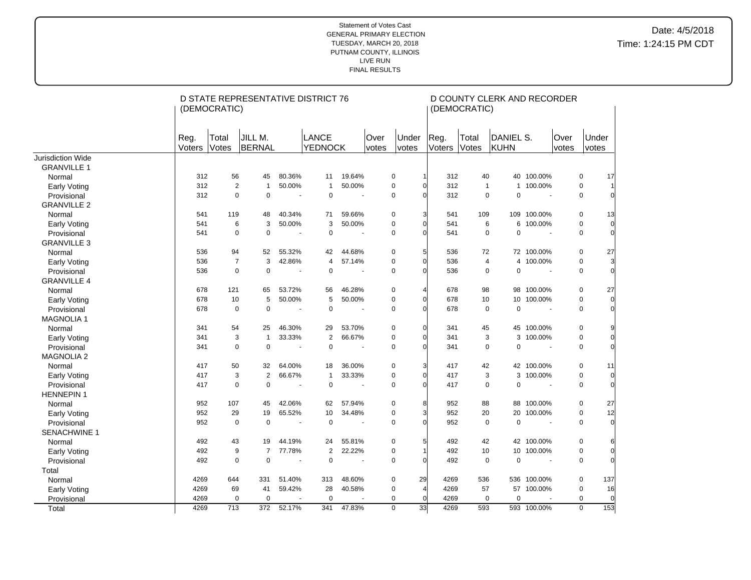Statement of Votes Cast
GENERAL PRIMARY ELECTION
TUESDAY, MARCH 20, 2018
PUTNAM COUNTY, ILLINOIS
LIVE RUN
FINAL RESULTS

Date: 4/5/2018
Time: 1:24:15 PM CDT

| | D STATE REPRESENTATIVE DISTRICT 76 (DEMOCRATIC) | | | | | | | | D COUNTY CLERK AND RECORDER (DEMOCRATIC) | | | | | |
|---|---|---|---|---|---|---|---|---|---|---|---|---|---|---|
| | Reg. Voters | Total Votes | JILL M. BERNAL | | LANCE YEDNOCK | | Over votes | Under votes | Reg. Voters | Total Votes | DANIEL S. KUHN | | Over votes | Under votes |
| Jurisdiction Wide | | | | | | | | | | | | | | |
| GRANVILLE 1 | | | | | | | | | | | | | | |
| Normal | 312 | 56 | 45 | 80.36% | 11 | 19.64% | 0 | 1 | 312 | 40 | 40 | 100.00% | 0 | 17 |
| Early Voting | 312 | 2 | 1 | 50.00% | 1 | 50.00% | 0 | 0 | 312 | 1 | 1 | 100.00% | 0 | 1 |
| Provisional | 312 | 0 | 0 | - | 0 | - | 0 | 0 | 312 | 0 | 0 | - | 0 | 0 |
| GRANVILLE 2 | | | | | | | | | | | | | | |
| Normal | 541 | 119 | 48 | 40.34% | 71 | 59.66% | 0 | 3 | 541 | 109 | 109 | 100.00% | 0 | 13 |
| Early Voting | 541 | 6 | 3 | 50.00% | 3 | 50.00% | 0 | 0 | 541 | 6 | 6 | 100.00% | 0 | 0 |
| Provisional | 541 | 0 | 0 | - | 0 | - | 0 | 0 | 541 | 0 | 0 | - | 0 | 0 |
| GRANVILLE 3 | | | | | | | | | | | | | | |
| Normal | 536 | 94 | 52 | 55.32% | 42 | 44.68% | 0 | 5 | 536 | 72 | 72 | 100.00% | 0 | 27 |
| Early Voting | 536 | 7 | 3 | 42.86% | 4 | 57.14% | 0 | 0 | 536 | 4 | 4 | 100.00% | 0 | 3 |
| Provisional | 536 | 0 | 0 | - | 0 | - | 0 | 0 | 536 | 0 | 0 | - | 0 | 0 |
| GRANVILLE 4 | | | | | | | | | | | | | | |
| Normal | 678 | 121 | 65 | 53.72% | 56 | 46.28% | 0 | 4 | 678 | 98 | 98 | 100.00% | 0 | 27 |
| Early Voting | 678 | 10 | 5 | 50.00% | 5 | 50.00% | 0 | 0 | 678 | 10 | 10 | 100.00% | 0 | 0 |
| Provisional | 678 | 0 | 0 | - | 0 | - | 0 | 0 | 678 | 0 | 0 | - | 0 | 0 |
| MAGNOLIA 1 | | | | | | | | | | | | | | |
| Normal | 341 | 54 | 25 | 46.30% | 29 | 53.70% | 0 | 0 | 341 | 45 | 45 | 100.00% | 0 | 9 |
| Early Voting | 341 | 3 | 1 | 33.33% | 2 | 66.67% | 0 | 0 | 341 | 3 | 3 | 100.00% | 0 | 0 |
| Provisional | 341 | 0 | 0 | - | 0 | - | 0 | 0 | 341 | 0 | 0 | - | 0 | 0 |
| MAGNOLIA 2 | | | | | | | | | | | | | | |
| Normal | 417 | 50 | 32 | 64.00% | 18 | 36.00% | 0 | 3 | 417 | 42 | 42 | 100.00% | 0 | 11 |
| Early Voting | 417 | 3 | 2 | 66.67% | 1 | 33.33% | 0 | 0 | 417 | 3 | 3 | 100.00% | 0 | 0 |
| Provisional | 417 | 0 | 0 | - | 0 | - | 0 | 0 | 417 | 0 | 0 | - | 0 | 0 |
| HENNEPIN 1 | | | | | | | | | | | | | | |
| Normal | 952 | 107 | 45 | 42.06% | 62 | 57.94% | 0 | 8 | 952 | 88 | 88 | 100.00% | 0 | 27 |
| Early Voting | 952 | 29 | 19 | 65.52% | 10 | 34.48% | 0 | 3 | 952 | 20 | 20 | 100.00% | 0 | 12 |
| Provisional | 952 | 0 | 0 | - | 0 | - | 0 | 0 | 952 | 0 | 0 | - | 0 | 0 |
| SENACHWINE 1 | | | | | | | | | | | | | | |
| Normal | 492 | 43 | 19 | 44.19% | 24 | 55.81% | 0 | 5 | 492 | 42 | 42 | 100.00% | 0 | 6 |
| Early Voting | 492 | 9 | 7 | 77.78% | 2 | 22.22% | 0 | 1 | 492 | 10 | 10 | 100.00% | 0 | 0 |
| Provisional | 492 | 0 | 0 | - | 0 | - | 0 | 0 | 492 | 0 | 0 | - | 0 | 0 |
| Total | | | | | | | | | | | | | | |
| Normal | 4269 | 644 | 331 | 51.40% | 313 | 48.60% | 0 | 29 | 4269 | 536 | 536 | 100.00% | 0 | 137 |
| Early Voting | 4269 | 69 | 41 | 59.42% | 28 | 40.58% | 0 | 4 | 4269 | 57 | 57 | 100.00% | 0 | 16 |
| Provisional | 4269 | 0 | 0 | - | 0 | - | 0 | 0 | 4269 | 0 | 0 | - | 0 | 0 |
| Total | 4269 | 713 | 372 | 52.17% | 341 | 47.83% | 0 | 33 | 4269 | 593 | 593 | 100.00% | 0 | 153 |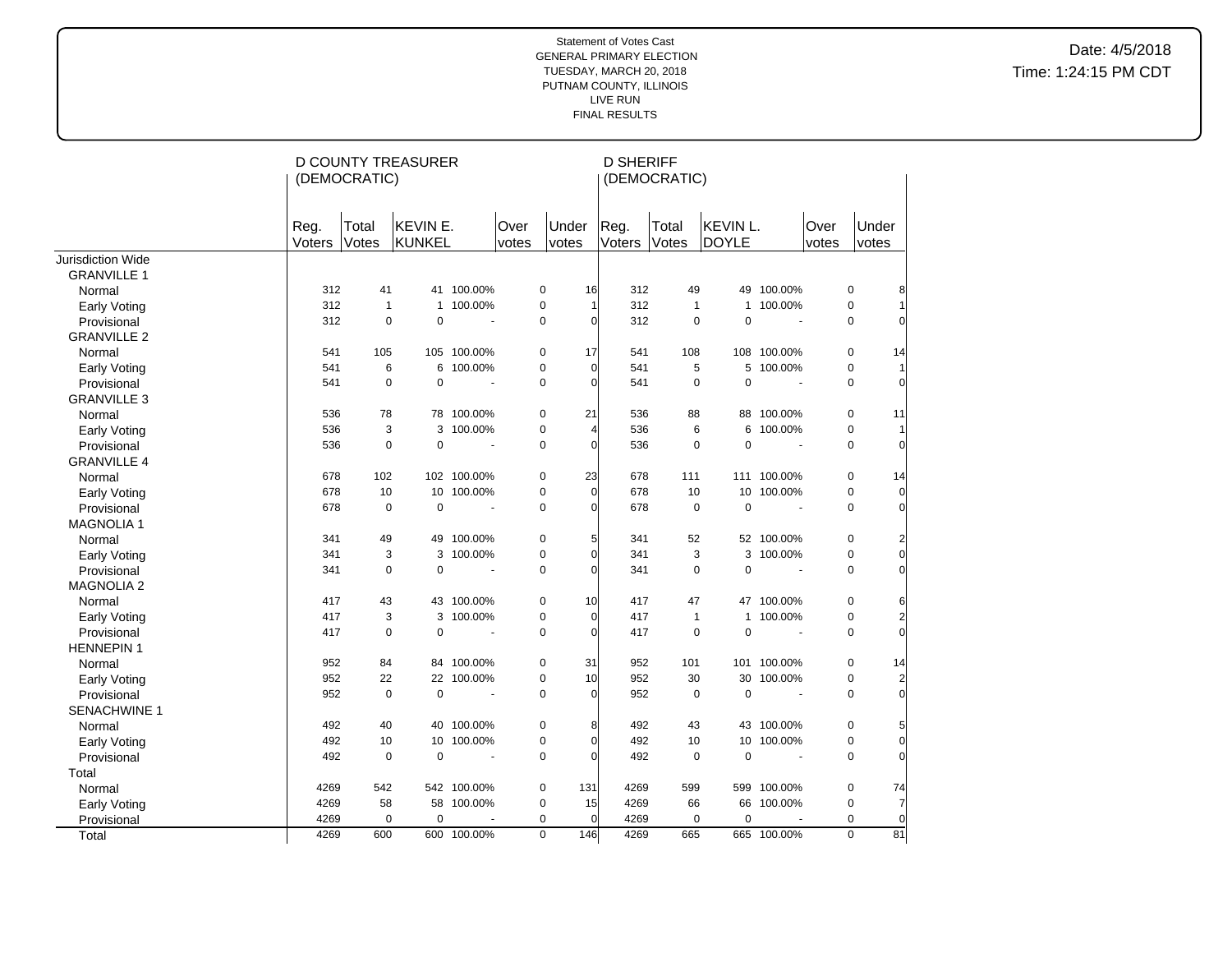Statement of Votes Cast
GENERAL PRIMARY ELECTION
TUESDAY, MARCH 20, 2018
PUTNAM COUNTY, ILLINOIS
LIVE RUN
FINAL RESULTS

Date: 4/5/2018
Time: 1:24:15 PM CDT

| | D COUNTY TREASURER (DEMOCRATIC) | | | | | | D SHERIFF (DEMOCRATIC) | | | | | |
|---|---|---|---|---|---|---|---|---|---|---|---|---|
| | Reg. Voters | Total Votes | KEVIN E. KUNKEL | | Over votes | Under votes | Reg. Voters | Total Votes | KEVIN L. DOYLE | | Over votes | Under votes |
| Jurisdiction Wide | | | | | | | | | | | | |
| GRANVILLE 1 | | | | | | | | | | | | |
| Normal | 312 | 41 | 41 | 100.00% | 0 | 16 | 312 | 49 | 49 | 100.00% | 0 | 8 |
| Early Voting | 312 | 1 | 1 | 100.00% | 0 | 1 | 312 | 1 | 1 | 100.00% | 0 | 1 |
| Provisional | 312 | 0 | 0 | - | 0 | 0 | 312 | 0 | 0 | - | 0 | 0 |
| GRANVILLE 2 | | | | | | | | | | | | |
| Normal | 541 | 105 | 105 | 100.00% | 0 | 17 | 541 | 108 | 108 | 100.00% | 0 | 14 |
| Early Voting | 541 | 6 | 6 | 100.00% | 0 | 0 | 541 | 5 | 5 | 100.00% | 0 | 1 |
| Provisional | 541 | 0 | 0 | - | 0 | 0 | 541 | 0 | 0 | - | 0 | 0 |
| GRANVILLE 3 | | | | | | | | | | | | |
| Normal | 536 | 78 | 78 | 100.00% | 0 | 21 | 536 | 88 | 88 | 100.00% | 0 | 11 |
| Early Voting | 536 | 3 | 3 | 100.00% | 0 | 4 | 536 | 6 | 6 | 100.00% | 0 | 1 |
| Provisional | 536 | 0 | 0 | - | 0 | 0 | 536 | 0 | 0 | - | 0 | 0 |
| GRANVILLE 4 | | | | | | | | | | | | |
| Normal | 678 | 102 | 102 | 100.00% | 0 | 23 | 678 | 111 | 111 | 100.00% | 0 | 14 |
| Early Voting | 678 | 10 | 10 | 100.00% | 0 | 0 | 678 | 10 | 10 | 100.00% | 0 | 0 |
| Provisional | 678 | 0 | 0 | - | 0 | 0 | 678 | 0 | 0 | - | 0 | 0 |
| MAGNOLIA 1 | | | | | | | | | | | | |
| Normal | 341 | 49 | 49 | 100.00% | 0 | 5 | 341 | 52 | 52 | 100.00% | 0 | 2 |
| Early Voting | 341 | 3 | 3 | 100.00% | 0 | 0 | 341 | 3 | 3 | 100.00% | 0 | 0 |
| Provisional | 341 | 0 | 0 | - | 0 | 0 | 341 | 0 | 0 | - | 0 | 0 |
| MAGNOLIA 2 | | | | | | | | | | | | |
| Normal | 417 | 43 | 43 | 100.00% | 0 | 10 | 417 | 47 | 47 | 100.00% | 0 | 6 |
| Early Voting | 417 | 3 | 3 | 100.00% | 0 | 0 | 417 | 1 | 1 | 100.00% | 0 | 2 |
| Provisional | 417 | 0 | 0 | - | 0 | 0 | 417 | 0 | 0 | - | 0 | 0 |
| HENNEPIN 1 | | | | | | | | | | | | |
| Normal | 952 | 84 | 84 | 100.00% | 0 | 31 | 952 | 101 | 101 | 100.00% | 0 | 14 |
| Early Voting | 952 | 22 | 22 | 100.00% | 0 | 10 | 952 | 30 | 30 | 100.00% | 0 | 2 |
| Provisional | 952 | 0 | 0 | - | 0 | 0 | 952 | 0 | 0 | - | 0 | 0 |
| SENACHWINE 1 | | | | | | | | | | | | |
| Normal | 492 | 40 | 40 | 100.00% | 0 | 8 | 492 | 43 | 43 | 100.00% | 0 | 5 |
| Early Voting | 492 | 10 | 10 | 100.00% | 0 | 0 | 492 | 10 | 10 | 100.00% | 0 | 0 |
| Provisional | 492 | 0 | 0 | - | 0 | 0 | 492 | 0 | 0 | - | 0 | 0 |
| Total | | | | | | | | | | | | |
| Normal | 4269 | 542 | 542 | 100.00% | 0 | 131 | 4269 | 599 | 599 | 100.00% | 0 | 74 |
| Early Voting | 4269 | 58 | 58 | 100.00% | 0 | 15 | 4269 | 66 | 66 | 100.00% | 0 | 7 |
| Provisional | 4269 | 0 | 0 | - | 0 | 0 | 4269 | 0 | 0 | - | 0 | 0 |
| Total | 4269 | 600 | 600 | 100.00% | 0 | 146 | 4269 | 665 | 665 | 100.00% | 0 | 81 |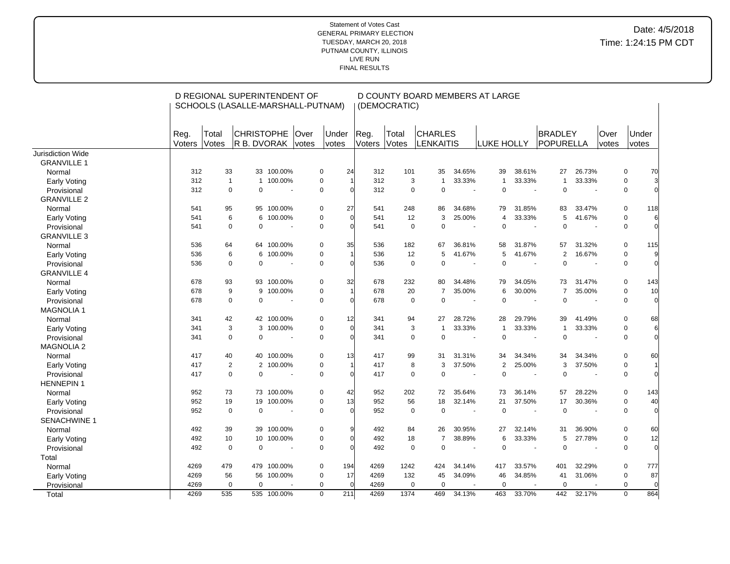Statement of Votes Cast
GENERAL PRIMARY ELECTION
TUESDAY, MARCH 20, 2018
PUTNAM COUNTY, ILLINOIS
LIVE RUN
FINAL RESULTS

Date: 4/5/2018
Time: 1:24:15 PM CDT

| | D REGIONAL SUPERINTENDENT OF SCHOOLS (LASALLE-MARSHALL-PUTNAM) | | | | | | D COUNTY BOARD MEMBERS AT LARGE (DEMOCRATIC) | | | | | | | | | | |
|---|---|---|---|---|---|---|---|---|---|---|---|---|---|---|---|---|---|
| | Reg. Voters | Total Votes | CHRISTOPHER B. DVORAK | | Over votes | Under votes | Reg. Voters | Total Votes | CHARLES LENKAITIS | | LUKE HOLLY | | BRADLEY POPURELLA | | Over votes | Under votes |
| Jurisdiction Wide | | | | | | | | | | | | | | | | |
| GRANVILLE 1 | | | | | | | | | | | | | | | | |
| Normal | 312 | 33 | 33 | 100.00% | 0 | 24 | 312 | 101 | 35 | 34.65% | 39 | 38.61% | 27 | 26.73% | 0 | 70 |
| Early Voting | 312 | 1 | 1 | 100.00% | 0 | 1 | 312 | 3 | 1 | 33.33% | 1 | 33.33% | 1 | 33.33% | 0 | 3 |
| Provisional | 312 | 0 | 0 | - | 0 | 0 | 312 | 0 | 0 | - | 0 | - | 0 | - | 0 | 0 |
| GRANVILLE 2 | | | | | | | | | | | | | | | | |
| Normal | 541 | 95 | 95 | 100.00% | 0 | 27 | 541 | 248 | 86 | 34.68% | 79 | 31.85% | 83 | 33.47% | 0 | 118 |
| Early Voting | 541 | 6 | 6 | 100.00% | 0 | 0 | 541 | 12 | 3 | 25.00% | 4 | 33.33% | 5 | 41.67% | 0 | 6 |
| Provisional | 541 | 0 | 0 | - | 0 | 0 | 541 | 0 | 0 | - | 0 | - | 0 | - | 0 | 0 |
| GRANVILLE 3 | | | | | | | | | | | | | | | | |
| Normal | 536 | 64 | 64 | 100.00% | 0 | 35 | 536 | 182 | 67 | 36.81% | 58 | 31.87% | 57 | 31.32% | 0 | 115 |
| Early Voting | 536 | 6 | 6 | 100.00% | 0 | 1 | 536 | 12 | 5 | 41.67% | 5 | 41.67% | 2 | 16.67% | 0 | 9 |
| Provisional | 536 | 0 | 0 | - | 0 | 0 | 536 | 0 | 0 | - | 0 | - | 0 | - | 0 | 0 |
| GRANVILLE 4 | | | | | | | | | | | | | | | | |
| Normal | 678 | 93 | 93 | 100.00% | 0 | 32 | 678 | 232 | 80 | 34.48% | 79 | 34.05% | 73 | 31.47% | 0 | 143 |
| Early Voting | 678 | 9 | 9 | 100.00% | 0 | 1 | 678 | 20 | 7 | 35.00% | 6 | 30.00% | 7 | 35.00% | 0 | 10 |
| Provisional | 678 | 0 | 0 | - | 0 | 0 | 678 | 0 | 0 | - | 0 | - | 0 | - | 0 | 0 |
| MAGNOLIA 1 | | | | | | | | | | | | | | | | |
| Normal | 341 | 42 | 42 | 100.00% | 0 | 12 | 341 | 94 | 27 | 28.72% | 28 | 29.79% | 39 | 41.49% | 0 | 68 |
| Early Voting | 341 | 3 | 3 | 100.00% | 0 | 0 | 341 | 3 | 1 | 33.33% | 1 | 33.33% | 1 | 33.33% | 0 | 6 |
| Provisional | 341 | 0 | 0 | - | 0 | 0 | 341 | 0 | 0 | - | 0 | - | 0 | - | 0 | 0 |
| MAGNOLIA 2 | | | | | | | | | | | | | | | | |
| Normal | 417 | 40 | 40 | 100.00% | 0 | 13 | 417 | 99 | 31 | 31.31% | 34 | 34.34% | 34 | 34.34% | 0 | 60 |
| Early Voting | 417 | 2 | 2 | 100.00% | 0 | 1 | 417 | 8 | 3 | 37.50% | 2 | 25.00% | 3 | 37.50% | 0 | 1 |
| Provisional | 417 | 0 | 0 | - | 0 | 0 | 417 | 0 | 0 | - | 0 | - | 0 | - | 0 | 0 |
| HENNEPIN 1 | | | | | | | | | | | | | | | | |
| Normal | 952 | 73 | 73 | 100.00% | 0 | 42 | 952 | 202 | 72 | 35.64% | 73 | 36.14% | 57 | 28.22% | 0 | 143 |
| Early Voting | 952 | 19 | 19 | 100.00% | 0 | 13 | 952 | 56 | 18 | 32.14% | 21 | 37.50% | 17 | 30.36% | 0 | 40 |
| Provisional | 952 | 0 | 0 | - | 0 | 0 | 952 | 0 | 0 | - | 0 | - | 0 | - | 0 | 0 |
| SENACHWINE 1 | | | | | | | | | | | | | | | | |
| Normal | 492 | 39 | 39 | 100.00% | 0 | 9 | 492 | 84 | 26 | 30.95% | 27 | 32.14% | 31 | 36.90% | 0 | 60 |
| Early Voting | 492 | 10 | 10 | 100.00% | 0 | 0 | 492 | 18 | 7 | 38.89% | 6 | 33.33% | 5 | 27.78% | 0 | 12 |
| Provisional | 492 | 0 | 0 | - | 0 | 0 | 492 | 0 | 0 | - | 0 | - | 0 | - | 0 | 0 |
| Total | | | | | | | | | | | | | | | | |
| Normal | 4269 | 479 | 479 | 100.00% | 0 | 194 | 4269 | 1242 | 424 | 34.14% | 417 | 33.57% | 401 | 32.29% | 0 | 777 |
| Early Voting | 4269 | 56 | 56 | 100.00% | 0 | 17 | 4269 | 132 | 45 | 34.09% | 46 | 34.85% | 41 | 31.06% | 0 | 87 |
| Provisional | 4269 | 0 | 0 | - | 0 | 0 | 4269 | 0 | 0 | - | 0 | - | 0 | - | 0 | 0 |
| Total | 4269 | 535 | 535 | 100.00% | 0 | 211 | 4269 | 1374 | 469 | 34.13% | 463 | 33.70% | 442 | 32.17% | 0 | 864 |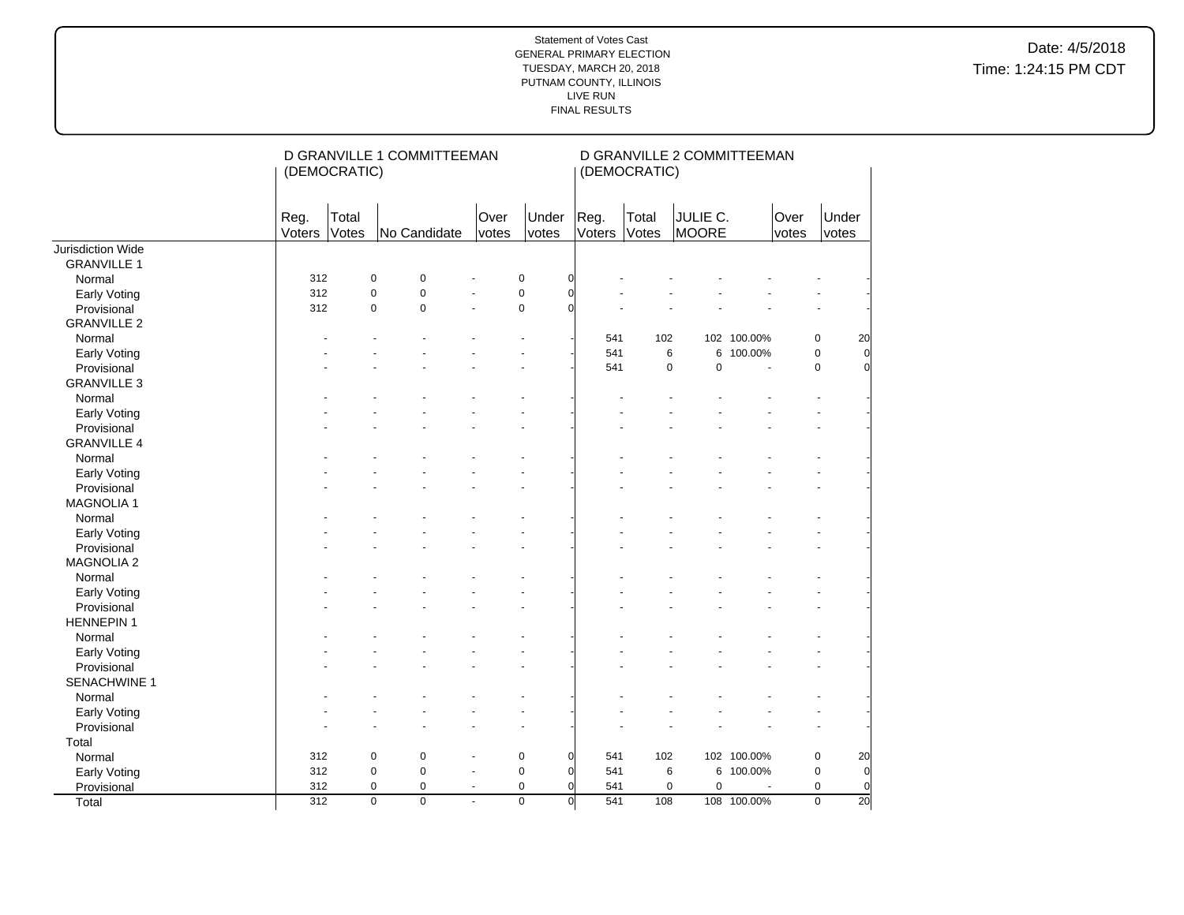Statement of Votes Cast
GENERAL PRIMARY ELECTION
TUESDAY, MARCH 20, 2018
PUTNAM COUNTY, ILLINOIS
LIVE RUN
FINAL RESULTS

Date: 4/5/2018
Time: 1:24:15 PM CDT

| | D GRANVILLE 1 COMMITTEEMAN (DEMOCRATIC) | | | | | | D GRANVILLE 2 COMMITTEEMAN (DEMOCRATIC) | | | | | |
|---|---|---|---|---|---|---|---|---|---|---|---|---|
| | Reg. Voters | Total Votes | No Candidate | | Over votes | Under votes | Reg. Voters | Total Votes | JULIE C. MOORE | | Over votes | Under votes |
| Jurisdiction Wide | | | | | | | | | | | | |
| GRANVILLE 1 | | | | | | | | | | | | |
| Normal | 312 | 0 | 0 | - | 0 | 0 | - | - | - | - | - | - |
| Early Voting | 312 | 0 | 0 | - | 0 | 0 | - | - | - | - | - | - |
| Provisional | 312 | 0 | 0 | - | 0 | 0 | - | - | - | - | - | - |
| GRANVILLE 2 | | | | | | | | | | | | |
| Normal | - | - | - | - | - | - | 541 | 102 | 102 | 100.00% | 0 | 20 |
| Early Voting | - | - | - | - | - | - | 541 | 6 | 6 | 100.00% | 0 | 0 |
| Provisional | - | - | - | - | - | - | 541 | 0 | 0 | - | 0 | 0 |
| GRANVILLE 3 | | | | | | | | | | | | |
| Normal | - | - | - | - | - | - | - | - | - | - | - | - |
| Early Voting | - | - | - | - | - | - | - | - | - | - | - | - |
| Provisional | - | - | - | - | - | - | - | - | - | - | - | - |
| GRANVILLE 4 | | | | | | | | | | | | |
| Normal | - | - | - | - | - | - | - | - | - | - | - | - |
| Early Voting | - | - | - | - | - | - | - | - | - | - | - | - |
| Provisional | - | - | - | - | - | - | - | - | - | - | - | - |
| MAGNOLIA 1 | | | | | | | | | | | | |
| Normal | - | - | - | - | - | - | - | - | - | - | - | - |
| Early Voting | - | - | - | - | - | - | - | - | - | - | - | - |
| Provisional | - | - | - | - | - | - | - | - | - | - | - | - |
| MAGNOLIA 2 | | | | | | | | | | | | |
| Normal | - | - | - | - | - | - | - | - | - | - | - | - |
| Early Voting | - | - | - | - | - | - | - | - | - | - | - | - |
| Provisional | - | - | - | - | - | - | - | - | - | - | - | - |
| HENNEPIN 1 | | | | | | | | | | | | |
| Normal | - | - | - | - | - | - | - | - | - | - | - | - |
| Early Voting | - | - | - | - | - | - | - | - | - | - | - | - |
| Provisional | - | - | - | - | - | - | - | - | - | - | - | - |
| SENACHWINE 1 | | | | | | | | | | | | |
| Normal | - | - | - | - | - | - | - | - | - | - | - | - |
| Early Voting | - | - | - | - | - | - | - | - | - | - | - | - |
| Provisional | - | - | - | - | - | - | - | - | - | - | - | - |
| Total | | | | | | | | | | | | |
| Normal | 312 | 0 | 0 | - | 0 | 0 | 541 | 102 | 102 | 100.00% | 0 | 20 |
| Early Voting | 312 | 0 | 0 | - | 0 | 0 | 541 | 6 | 6 | 100.00% | 0 | 0 |
| Provisional | 312 | 0 | 0 | - | 0 | 0 | 541 | 0 | 0 | - | 0 | 0 |
| Total | 312 | 0 | 0 | - | 0 | 0 | 541 | 108 | 108 | 100.00% | 0 | 20 |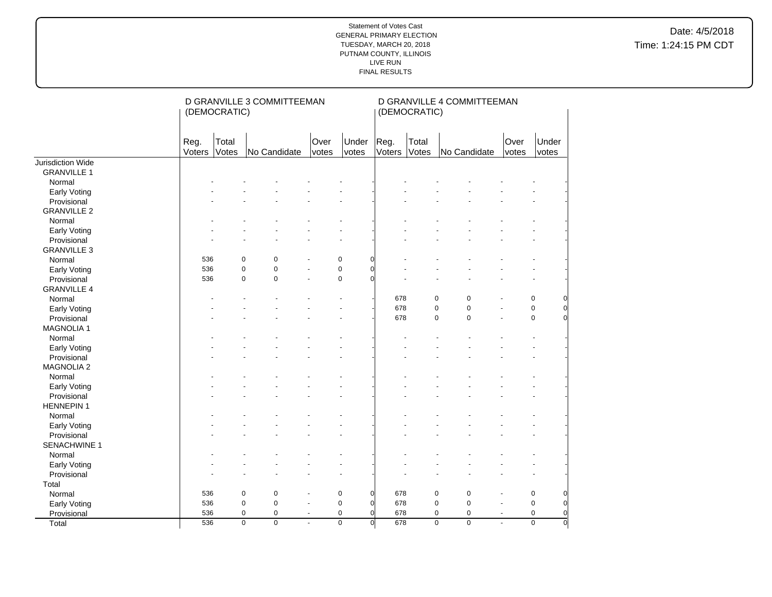Statement of Votes Cast
GENERAL PRIMARY ELECTION
TUESDAY, MARCH 20, 2018
PUTNAM COUNTY, ILLINOIS
LIVE RUN
FINAL RESULTS

Date: 4/5/2018
Time: 1:24:15 PM CDT

| | D GRANVILLE 3 COMMITTEEMAN (DEMOCRATIC) | | | | | D GRANVILLE 4 COMMITTEEMAN (DEMOCRATIC) | | | | |
|---|---|---|---|---|---|---|---|---|---|---|
| | Reg. Voters | Total Votes | No Candidate | Over votes | Under votes | Reg. Voters | Total Votes | No Candidate | Over votes | Under votes |
| Jurisdiction Wide | | | | | | | | | | |
| GRANVILLE 1 | | | | | | | | | | |
| Normal | - | - | - | - | - | - | - | - | - | - |
| Early Voting | - | - | - | - | - | - | - | - | - | - |
| Provisional | - | - | - | - | - | - | - | - | - | - |
| GRANVILLE 2 | | | | | | | | | | |
| Normal | - | - | - | - | - | - | - | - | - | - |
| Early Voting | - | - | - | - | - | - | - | - | - | - |
| Provisional | - | - | - | - | - | - | - | - | - | - |
| GRANVILLE 3 | | | | | | | | | | |
| Normal | 536 | 0 | 0 | - | 0 | - | - | - | - | - |
| Early Voting | 536 | 0 | 0 | - | 0 | - | - | - | - | - |
| Provisional | 536 | 0 | 0 | - | 0 | - | - | - | - | - |
| GRANVILLE 4 | | | | | | | | | | |
| Normal | - | - | - | - | - | 678 | 0 | 0 | - | 0 |
| Early Voting | - | - | - | - | - | 678 | 0 | 0 | - | 0 |
| Provisional | - | - | - | - | - | 678 | 0 | 0 | - | 0 |
| MAGNOLIA 1 | | | | | | | | | | |
| Normal | - | - | - | - | - | - | - | - | - | - |
| Early Voting | - | - | - | - | - | - | - | - | - | - |
| Provisional | - | - | - | - | - | - | - | - | - | - |
| MAGNOLIA 2 | | | | | | | | | | |
| Normal | - | - | - | - | - | - | - | - | - | - |
| Early Voting | - | - | - | - | - | - | - | - | - | - |
| Provisional | - | - | - | - | - | - | - | - | - | - |
| HENNEPIN 1 | | | | | | | | | | |
| Normal | - | - | - | - | - | - | - | - | - | - |
| Early Voting | - | - | - | - | - | - | - | - | - | - |
| Provisional | - | - | - | - | - | - | - | - | - | - |
| SENACHWINE 1 | | | | | | | | | | |
| Normal | - | - | - | - | - | - | - | - | - | - |
| Early Voting | - | - | - | - | - | - | - | - | - | - |
| Provisional | - | - | - | - | - | - | - | - | - | - |
| Total | | | | | | | | | | |
| Normal | 536 | 0 | 0 | - | 0 | 678 | 0 | 0 | - | 0 |
| Early Voting | 536 | 0 | 0 | - | 0 | 678 | 0 | 0 | - | 0 |
| Provisional | 536 | 0 | 0 | - | 0 | 678 | 0 | 0 | - | 0 |
| Total | 536 | 0 | 0 | - | 0 | 678 | 0 | 0 | - | 0 |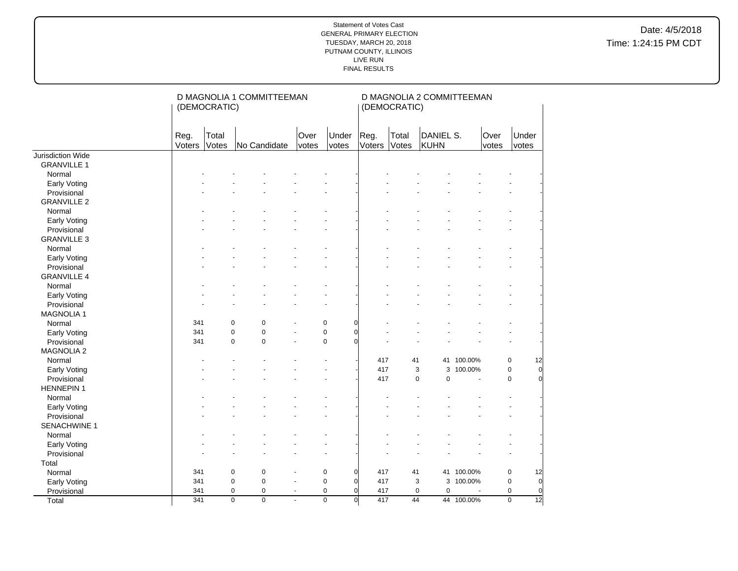Statement of Votes Cast
GENERAL PRIMARY ELECTION
TUESDAY, MARCH 20, 2018
PUTNAM COUNTY, ILLINOIS
LIVE RUN
FINAL RESULTS

Date: 4/5/2018
Time: 1:24:15 PM CDT

| | D MAGNOLIA 1 COMMITTEEMAN (DEMOCRATIC) | | | | | D MAGNOLIA 2 COMMITTEEMAN (DEMOCRATIC) | | | | | |
|---|---|---|---|---|---|---|---|---|---|---|---|
| | Reg. Voters | Total Votes | No Candidate | Over votes | Under votes | Reg. Voters | Total Votes | DANIEL S. KUHN | | Over votes | Under votes |
| Jurisdiction Wide | | | | | | | | | | | |
| GRANVILLE 1 | | | | | | | | | | | |
| Normal | - | - | - | - | - | - | - | - | - | - | - |
| Early Voting | - | - | - | - | - | - | - | - | - | - | - |
| Provisional | - | - | - | - | - | - | - | - | - | - | - |
| GRANVILLE 2 | | | | | | | | | | | |
| Normal | - | - | - | - | - | - | - | - | - | - | - |
| Early Voting | - | - | - | - | - | - | - | - | - | - | - |
| Provisional | - | - | - | - | - | - | - | - | - | - | - |
| GRANVILLE 3 | | | | | | | | | | | |
| Normal | - | - | - | - | - | - | - | - | - | - | - |
| Early Voting | - | - | - | - | - | - | - | - | - | - | - |
| Provisional | - | - | - | - | - | - | - | - | - | - | - |
| GRANVILLE 4 | | | | | | | | | | | |
| Normal | - | - | - | - | - | - | - | - | - | - | - |
| Early Voting | - | - | - | - | - | - | - | - | - | - | - |
| Provisional | - | - | - | - | - | - | - | - | - | - | - |
| MAGNOLIA 1 | | | | | | | | | | | |
| Normal | 341 | 0 | 0 | - | 0 | 0 | - | - | - | - | - | - |
| Early Voting | 341 | 0 | 0 | - | 0 | 0 | - | - | - | - | - | - |
| Provisional | 341 | 0 | 0 | - | 0 | 0 | - | - | - | - | - | - |
| MAGNOLIA 2 | | | | | | | | | | | |
| Normal | - | - | - | - | - | - | 417 | 41 | 41 | 100.00% | 0 | 12 |
| Early Voting | - | - | - | - | - | - | 417 | 3 | 3 | 100.00% | 0 | 0 |
| Provisional | - | - | - | - | - | - | 417 | 0 | 0 | - | 0 | 0 |
| HENNEPIN 1 | | | | | | | | | | | |
| Normal | - | - | - | - | - | - | - | - | - | - | - |
| Early Voting | - | - | - | - | - | - | - | - | - | - | - |
| Provisional | - | - | - | - | - | - | - | - | - | - | - |
| SENACHWINE 1 | | | | | | | | | | | |
| Normal | - | - | - | - | - | - | - | - | - | - | - |
| Early Voting | - | - | - | - | - | - | - | - | - | - | - |
| Provisional | - | - | - | - | - | - | - | - | - | - | - |
| Total | | | | | | | | | | | |
| Normal | 341 | 0 | 0 | - | 0 | 0 | 417 | 41 | 41 | 100.00% | 0 | 12 |
| Early Voting | 341 | 0 | 0 | - | 0 | 0 | 417 | 3 | 3 | 100.00% | 0 | 0 |
| Provisional | 341 | 0 | 0 | - | 0 | 0 | 417 | 0 | 0 | - | 0 | 0 |
| Total | 341 | 0 | 0 | - | 0 | 0 | 417 | 44 | 44 | 100.00% | 0 | 12 |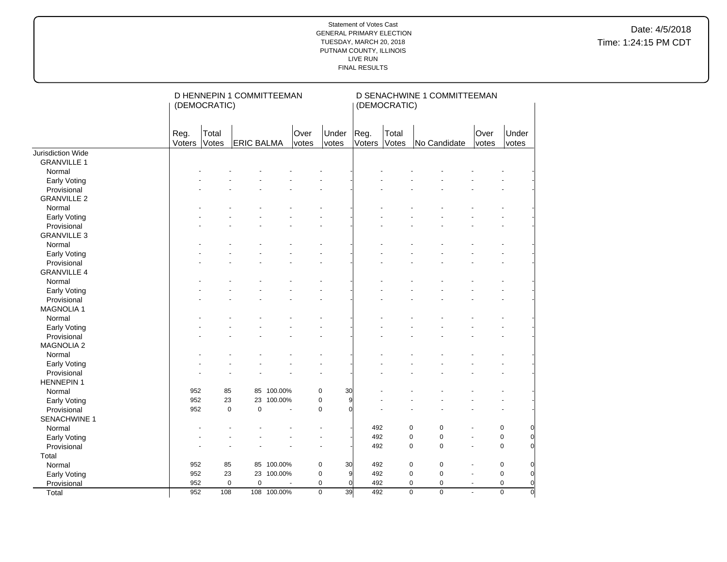Statement of Votes Cast
GENERAL PRIMARY ELECTION
TUESDAY, MARCH 20, 2018
PUTNAM COUNTY, ILLINOIS
LIVE RUN
FINAL RESULTS

Date: 4/5/2018
Time: 1:24:15 PM CDT

| | D HENNEPIN 1 COMMITTEEMAN (DEMOCRATIC) | | | | | | D SENACHWINE 1 COMMITTEEMAN (DEMOCRATIC) | | | | | |
|---|---|---|---|---|---|---|---|---|---|---|---|---|
| | Reg. Voters | Total Votes | ERIC BALMA | | Over votes | Under votes | Reg. Voters | Total Votes | No Candidate | | Over votes | Under votes |
| Jurisdiction Wide | | | | | | | | | | | | |
| GRANVILLE 1 | | | | | | | | | | | | |
| Normal | - | - | - | - | - | - | - | - | - | - | - | - |
| Early Voting | - | - | - | - | - | - | - | - | - | - | - | - |
| Provisional | - | - | - | - | - | - | - | - | - | - | - | - |
| GRANVILLE 2 | | | | | | | | | | | | |
| Normal | - | - | - | - | - | - | - | - | - | - | - | - |
| Early Voting | - | - | - | - | - | - | - | - | - | - | - | - |
| Provisional | - | - | - | - | - | - | - | - | - | - | - | - |
| GRANVILLE 3 | | | | | | | | | | | | |
| Normal | - | - | - | - | - | - | - | - | - | - | - | - |
| Early Voting | - | - | - | - | - | - | - | - | - | - | - | - |
| Provisional | - | - | - | - | - | - | - | - | - | - | - | - |
| GRANVILLE 4 | | | | | | | | | | | | |
| Normal | - | - | - | - | - | - | - | - | - | - | - | - |
| Early Voting | - | - | - | - | - | - | - | - | - | - | - | - |
| Provisional | - | - | - | - | - | - | - | - | - | - | - | - |
| MAGNOLIA 1 | | | | | | | | | | | | |
| Normal | - | - | - | - | - | - | - | - | - | - | - | - |
| Early Voting | - | - | - | - | - | - | - | - | - | - | - | - |
| Provisional | - | - | - | - | - | - | - | - | - | - | - | - |
| MAGNOLIA 2 | | | | | | | | | | | | |
| Normal | - | - | - | - | - | - | - | - | - | - | - | - |
| Early Voting | - | - | - | - | - | - | - | - | - | - | - | - |
| Provisional | - | - | - | - | - | - | - | - | - | - | - | - |
| HENNEPIN 1 | | | | | | | | | | | | |
| Normal | 952 | 85 | 85 | 100.00% | 0 | 30 | - | - | - | - | - | - |
| Early Voting | 952 | 23 | 23 | 100.00% | 0 | 9 | - | - | - | - | - | - |
| Provisional | 952 | 0 | 0 | - | 0 | 0 | - | - | - | - | - | - |
| SENACHWINE 1 | | | | | | | | | | | | |
| Normal | - | - | - | - | - | - | 492 | 0 | 0 | - | 0 | 0 |
| Early Voting | - | - | - | - | - | - | 492 | 0 | 0 | - | 0 | 0 |
| Provisional | - | - | - | - | - | - | 492 | 0 | 0 | - | 0 | 0 |
| Total | | | | | | | | | | | | |
| Normal | 952 | 85 | 85 | 100.00% | 0 | 30 | 492 | 0 | 0 | - | 0 | 0 |
| Early Voting | 952 | 23 | 23 | 100.00% | 0 | 9 | 492 | 0 | 0 | - | 0 | 0 |
| Provisional | 952 | 0 | 0 | - | 0 | 0 | 492 | 0 | 0 | - | 0 | 0 |
| Total | 952 | 108 | 108 | 100.00% | 0 | 39 | 492 | 0 | 0 | - | 0 | 0 |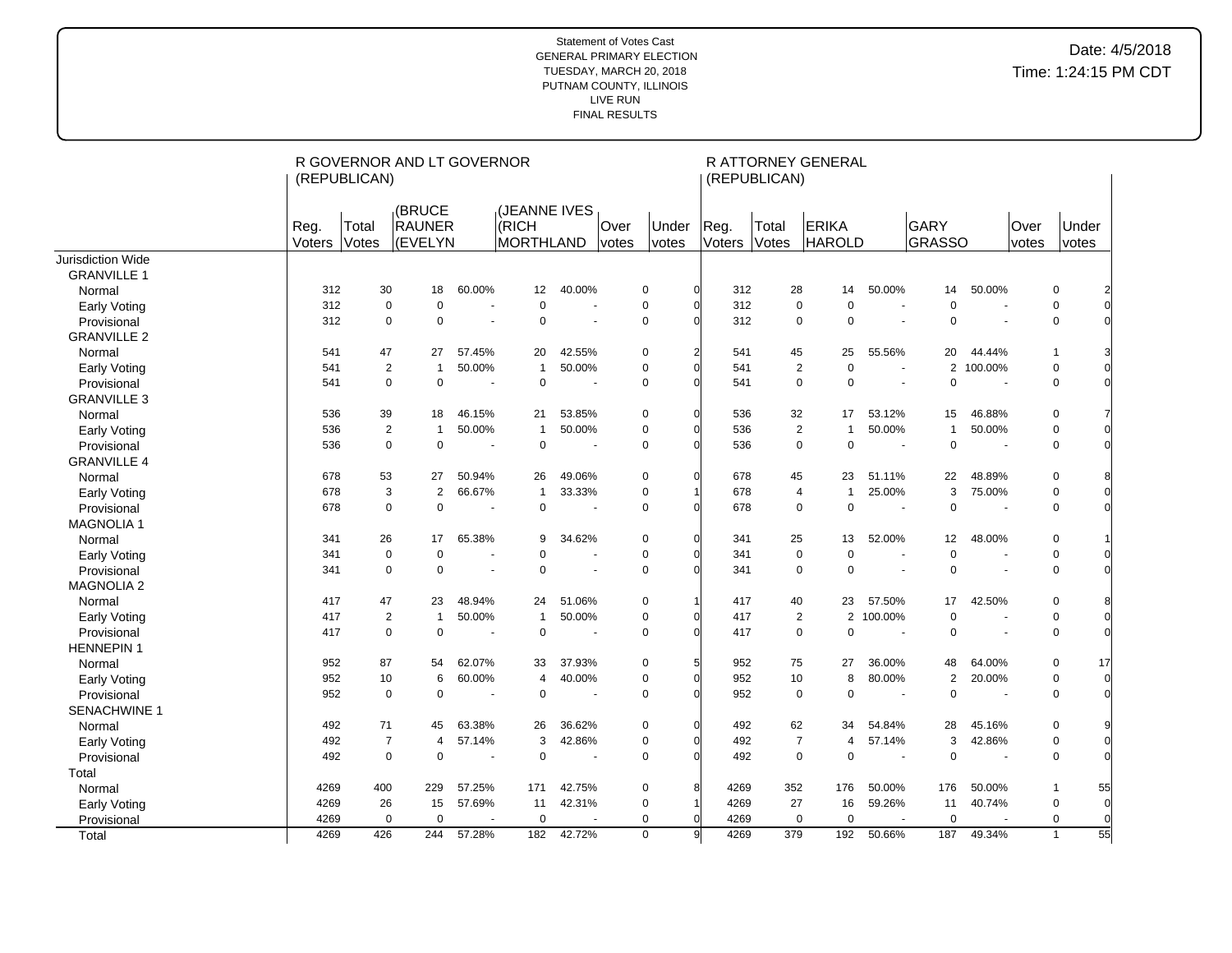Statement of Votes Cast
GENERAL PRIMARY ELECTION
TUESDAY, MARCH 20, 2018
PUTNAM COUNTY, ILLINOIS
LIVE RUN
FINAL RESULTS

Date: 4/5/2018
Time: 1:24:15 PM CDT

| | R GOVERNOR AND LT GOVERNOR (REPUBLICAN) | | | | | | | | R ATTORNEY GENERAL (REPUBLICAN) | | | | | | | |
|---|---|---|---|---|---|---|---|---|---|---|---|---|---|---|---|---|
| | Reg. Voters | Total Votes | (BRUCE RAUNER (EVELYN | | (JEANNE IVES (RICH MORTHLAND | | Over votes | Under votes | Reg. Voters | Total Votes | ERIKA HAROLD | | GARY GRASSO | | Over votes | Under votes |
| Jurisdiction Wide | | | | | | | | | | | | | | | | |
| GRANVILLE 1 | | | | | | | | | | | | | | | | |
| Normal | 312 | 30 | 18 | 60.00% | 12 | 40.00% | 0 | 0 | 312 | 28 | 14 | 50.00% | 14 | 50.00% | 0 | 2 |
| Early Voting | 312 | 0 | 0 | - | 0 | - | 0 | 0 | 312 | 0 | 0 | - | 0 | - | 0 | 0 |
| Provisional | 312 | 0 | 0 | - | 0 | - | 0 | 0 | 312 | 0 | 0 | - | 0 | - | 0 | 0 |
| GRANVILLE 2 | | | | | | | | | | | | | | | | |
| Normal | 541 | 47 | 27 | 57.45% | 20 | 42.55% | 0 | 2 | 541 | 45 | 25 | 55.56% | 20 | 44.44% | 1 | 3 |
| Early Voting | 541 | 2 | 1 | 50.00% | 1 | 50.00% | 0 | 0 | 541 | 2 | 0 | - | 2 | 100.00% | 0 | 0 |
| Provisional | 541 | 0 | 0 | - | 0 | - | 0 | 0 | 541 | 0 | 0 | - | 0 | - | 0 | 0 |
| GRANVILLE 3 | | | | | | | | | | | | | | | | |
| Normal | 536 | 39 | 18 | 46.15% | 21 | 53.85% | 0 | 0 | 536 | 32 | 17 | 53.12% | 15 | 46.88% | 0 | 7 |
| Early Voting | 536 | 2 | 1 | 50.00% | 1 | 50.00% | 0 | 0 | 536 | 2 | 1 | 50.00% | 1 | 50.00% | 0 | 0 |
| Provisional | 536 | 0 | 0 | - | 0 | - | 0 | 0 | 536 | 0 | 0 | - | 0 | - | 0 | 0 |
| GRANVILLE 4 | | | | | | | | | | | | | | | | |
| Normal | 678 | 53 | 27 | 50.94% | 26 | 49.06% | 0 | 0 | 678 | 45 | 23 | 51.11% | 22 | 48.89% | 0 | 8 |
| Early Voting | 678 | 3 | 2 | 66.67% | 1 | 33.33% | 0 | 1 | 678 | 4 | 1 | 25.00% | 3 | 75.00% | 0 | 0 |
| Provisional | 678 | 0 | 0 | - | 0 | - | 0 | 0 | 678 | 0 | 0 | - | 0 | - | 0 | 0 |
| MAGNOLIA 1 | | | | | | | | | | | | | | | | |
| Normal | 341 | 26 | 17 | 65.38% | 9 | 34.62% | 0 | 0 | 341 | 25 | 13 | 52.00% | 12 | 48.00% | 0 | 1 |
| Early Voting | 341 | 0 | 0 | - | 0 | - | 0 | 0 | 341 | 0 | 0 | - | 0 | - | 0 | 0 |
| Provisional | 341 | 0 | 0 | - | 0 | - | 0 | 0 | 341 | 0 | 0 | - | 0 | - | 0 | 0 |
| MAGNOLIA 2 | | | | | | | | | | | | | | | | |
| Normal | 417 | 47 | 23 | 48.94% | 24 | 51.06% | 0 | 1 | 417 | 40 | 23 | 57.50% | 17 | 42.50% | 0 | 8 |
| Early Voting | 417 | 2 | 1 | 50.00% | 1 | 50.00% | 0 | 0 | 417 | 2 | 2 | 100.00% | 0 | - | 0 | 0 |
| Provisional | 417 | 0 | 0 | - | 0 | - | 0 | 0 | 417 | 0 | 0 | - | 0 | - | 0 | 0 |
| HENNEPIN 1 | | | | | | | | | | | | | | | | |
| Normal | 952 | 87 | 54 | 62.07% | 33 | 37.93% | 0 | 5 | 952 | 75 | 27 | 36.00% | 48 | 64.00% | 0 | 17 |
| Early Voting | 952 | 10 | 6 | 60.00% | 4 | 40.00% | 0 | 0 | 952 | 10 | 8 | 80.00% | 2 | 20.00% | 0 | 0 |
| Provisional | 952 | 0 | 0 | - | 0 | - | 0 | 0 | 952 | 0 | 0 | - | 0 | - | 0 | 0 |
| SENACHWINE 1 | | | | | | | | | | | | | | | | |
| Normal | 492 | 71 | 45 | 63.38% | 26 | 36.62% | 0 | 0 | 492 | 62 | 34 | 54.84% | 28 | 45.16% | 0 | 9 |
| Early Voting | 492 | 7 | 4 | 57.14% | 3 | 42.86% | 0 | 0 | 492 | 7 | 4 | 57.14% | 3 | 42.86% | 0 | 0 |
| Provisional | 492 | 0 | 0 | - | 0 | - | 0 | 0 | 492 | 0 | 0 | - | 0 | - | 0 | 0 |
| Total | | | | | | | | | | | | | | | | |
| Normal | 4269 | 400 | 229 | 57.25% | 171 | 42.75% | 0 | 8 | 4269 | 352 | 176 | 50.00% | 176 | 50.00% | 1 | 55 |
| Early Voting | 4269 | 26 | 15 | 57.69% | 11 | 42.31% | 0 | 1 | 4269 | 27 | 16 | 59.26% | 11 | 40.74% | 0 | 0 |
| Provisional | 4269 | 0 | 0 | - | 0 | - | 0 | 0 | 4269 | 0 | 0 | - | 0 | - | 0 | 0 |
| Total | 4269 | 426 | 244 | 57.28% | 182 | 42.72% | 0 | 9 | 4269 | 379 | 192 | 50.66% | 187 | 49.34% | 1 | 55 |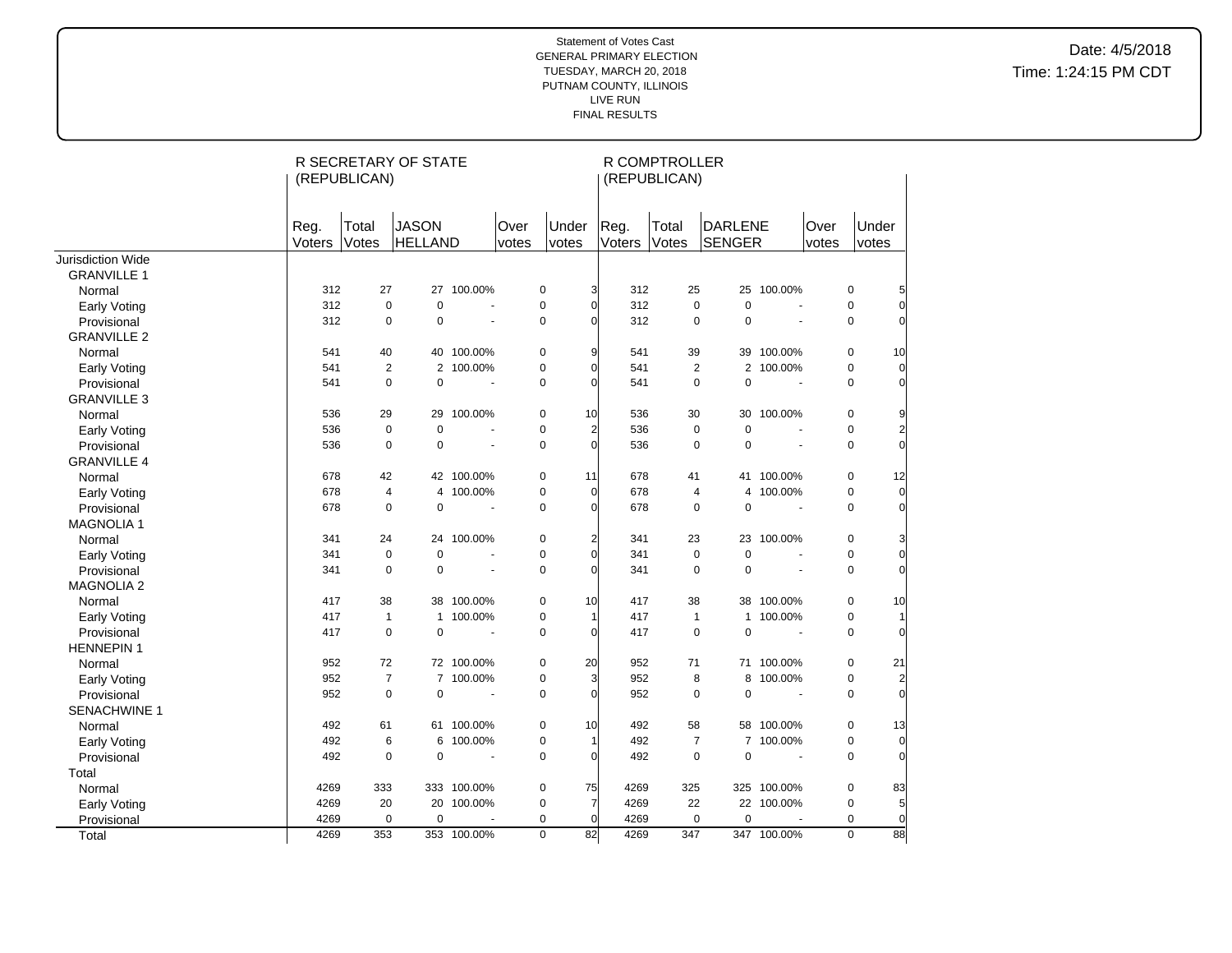Statement of Votes Cast
GENERAL PRIMARY ELECTION
TUESDAY, MARCH 20, 2018
PUTNAM COUNTY, ILLINOIS
LIVE RUN
FINAL RESULTS

Date: 4/5/2018
Time: 1:24:15 PM CDT

| | R SECRETARY OF STATE (REPUBLICAN) | | | | | | R COMPTROLLER (REPUBLICAN) | | | | | |
|---|---|---|---|---|---|---|---|---|---|---|---|---|
| | Reg. Voters | Total Votes | JASON HELLAND | | Over votes | Under votes | Reg. Voters | Total Votes | DARLENE SENGER | | Over votes | Under votes |
| Jurisdiction Wide | | | | | | | | | | | | |
| GRANVILLE 1 | | | | | | | | | | | | |
| Normal | 312 | 27 | 27 | 100.00% | 0 | 3 | 312 | 25 | 25 | 100.00% | 0 | 5 |
| Early Voting | 312 | 0 | 0 | - | 0 | 0 | 312 | 0 | 0 | - | 0 | 0 |
| Provisional | 312 | 0 | 0 | - | 0 | 0 | 312 | 0 | 0 | - | 0 | 0 |
| GRANVILLE 2 | | | | | | | | | | | | |
| Normal | 541 | 40 | 40 | 100.00% | 0 | 9 | 541 | 39 | 39 | 100.00% | 0 | 10 |
| Early Voting | 541 | 2 | 2 | 100.00% | 0 | 0 | 541 | 2 | 2 | 100.00% | 0 | 0 |
| Provisional | 541 | 0 | 0 | - | 0 | 0 | 541 | 0 | 0 | - | 0 | 0 |
| GRANVILLE 3 | | | | | | | | | | | | |
| Normal | 536 | 29 | 29 | 100.00% | 0 | 10 | 536 | 30 | 30 | 100.00% | 0 | 9 |
| Early Voting | 536 | 0 | 0 | - | 0 | 2 | 536 | 0 | 0 | - | 0 | 2 |
| Provisional | 536 | 0 | 0 | - | 0 | 0 | 536 | 0 | 0 | - | 0 | 0 |
| GRANVILLE 4 | | | | | | | | | | | | |
| Normal | 678 | 42 | 42 | 100.00% | 0 | 11 | 678 | 41 | 41 | 100.00% | 0 | 12 |
| Early Voting | 678 | 4 | 4 | 100.00% | 0 | 0 | 678 | 4 | 4 | 100.00% | 0 | 0 |
| Provisional | 678 | 0 | 0 | - | 0 | 0 | 678 | 0 | 0 | - | 0 | 0 |
| MAGNOLIA 1 | | | | | | | | | | | | |
| Normal | 341 | 24 | 24 | 100.00% | 0 | 2 | 341 | 23 | 23 | 100.00% | 0 | 3 |
| Early Voting | 341 | 0 | 0 | - | 0 | 0 | 341 | 0 | 0 | - | 0 | 0 |
| Provisional | 341 | 0 | 0 | - | 0 | 0 | 341 | 0 | 0 | - | 0 | 0 |
| MAGNOLIA 2 | | | | | | | | | | | | |
| Normal | 417 | 38 | 38 | 100.00% | 0 | 10 | 417 | 38 | 38 | 100.00% | 0 | 10 |
| Early Voting | 417 | 1 | 1 | 100.00% | 0 | 1 | 417 | 1 | 1 | 100.00% | 0 | 1 |
| Provisional | 417 | 0 | 0 | - | 0 | 0 | 417 | 0 | 0 | - | 0 | 0 |
| HENNEPIN 1 | | | | | | | | | | | | |
| Normal | 952 | 72 | 72 | 100.00% | 0 | 20 | 952 | 71 | 71 | 100.00% | 0 | 21 |
| Early Voting | 952 | 7 | 7 | 100.00% | 0 | 3 | 952 | 8 | 8 | 100.00% | 0 | 2 |
| Provisional | 952 | 0 | 0 | - | 0 | 0 | 952 | 0 | 0 | - | 0 | 0 |
| SENACHWINE 1 | | | | | | | | | | | | |
| Normal | 492 | 61 | 61 | 100.00% | 0 | 10 | 492 | 58 | 58 | 100.00% | 0 | 13 |
| Early Voting | 492 | 6 | 6 | 100.00% | 0 | 1 | 492 | 7 | 7 | 100.00% | 0 | 0 |
| Provisional | 492 | 0 | 0 | - | 0 | 0 | 492 | 0 | 0 | - | 0 | 0 |
| Total | | | | | | | | | | | | |
| Normal | 4269 | 333 | 333 | 100.00% | 0 | 75 | 4269 | 325 | 325 | 100.00% | 0 | 83 |
| Early Voting | 4269 | 20 | 20 | 100.00% | 0 | 7 | 4269 | 22 | 22 | 100.00% | 0 | 5 |
| Provisional | 4269 | 0 | 0 | - | 0 | 0 | 4269 | 0 | 0 | - | 0 | 0 |
| Total | 4269 | 353 | 353 | 100.00% | 0 | 82 | 4269 | 347 | 347 | 100.00% | 0 | 88 |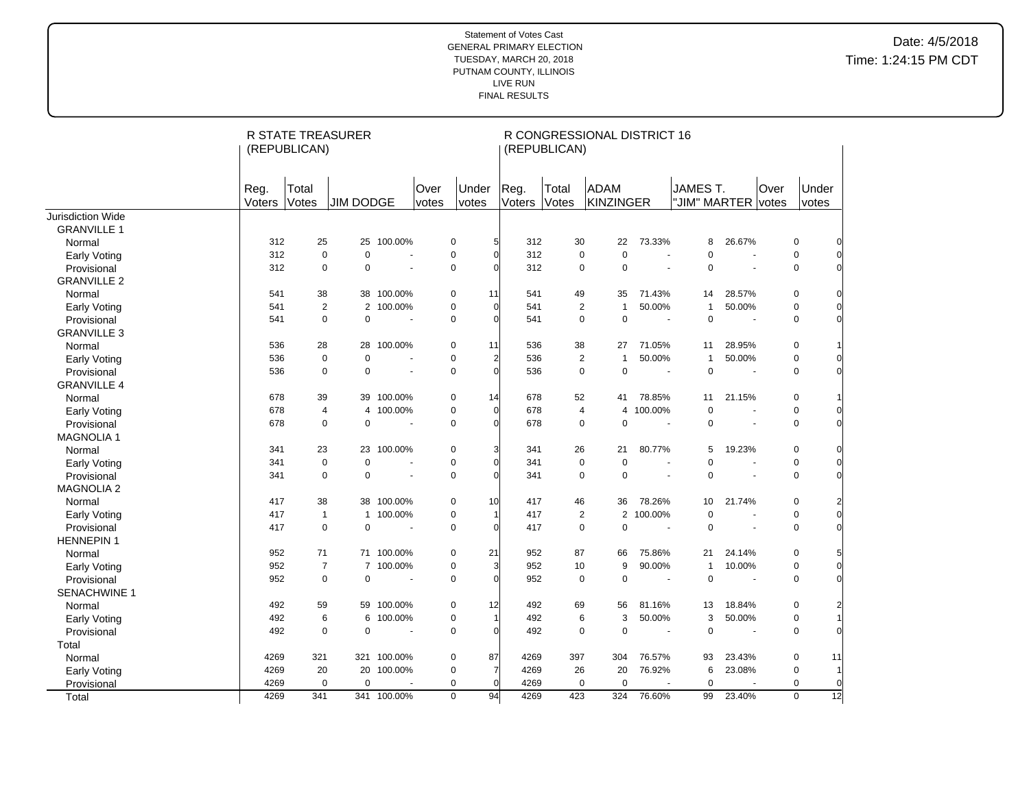Statement of Votes Cast
GENERAL PRIMARY ELECTION
TUESDAY, MARCH 20, 2018
PUTNAM COUNTY, ILLINOIS
LIVE RUN
FINAL RESULTS

Date: 4/5/2018
Time: 1:24:15 PM CDT

| | R STATE TREASURER (REPUBLICAN) | | | | | | R CONGRESSIONAL DISTRICT 16 (REPUBLICAN) | | | | | | | |
|---|---|---|---|---|---|---|---|---|---|---|---|---|---|---|
| | Reg. Voters | Total Votes | JIM DODGE | | Over votes | Under votes | Reg. Voters | Total Votes | ADAM KINZINGER | | JAMES T. "JIM" MARTER | | Over votes | Under votes |
| Jurisdiction Wide | | | | | | | | | | | | | | |
| GRANVILLE 1 | | | | | | | | | | | | | | |
| Normal | 312 | 25 | 25 | 100.00% | 0 | 5 | 312 | 30 | 22 | 73.33% | 8 | 26.67% | 0 | 0 |
| Early Voting | 312 | 0 | 0 | - | 0 | 0 | 312 | 0 | 0 | - | 0 | - | 0 | 0 |
| Provisional | 312 | 0 | 0 | - | 0 | 0 | 312 | 0 | 0 | - | 0 | - | 0 | 0 |
| GRANVILLE 2 | | | | | | | | | | | | | | |
| Normal | 541 | 38 | 38 | 100.00% | 0 | 11 | 541 | 49 | 35 | 71.43% | 14 | 28.57% | 0 | 0 |
| Early Voting | 541 | 2 | 2 | 100.00% | 0 | 0 | 541 | 2 | 1 | 50.00% | 1 | 50.00% | 0 | 0 |
| Provisional | 541 | 0 | 0 | - | 0 | 0 | 541 | 0 | 0 | - | 0 | - | 0 | 0 |
| GRANVILLE 3 | | | | | | | | | | | | | | |
| Normal | 536 | 28 | 28 | 100.00% | 0 | 11 | 536 | 38 | 27 | 71.05% | 11 | 28.95% | 0 | 1 |
| Early Voting | 536 | 0 | 0 | - | 0 | 2 | 536 | 2 | 1 | 50.00% | 1 | 50.00% | 0 | 0 |
| Provisional | 536 | 0 | 0 | - | 0 | 0 | 536 | 0 | 0 | - | 0 | - | 0 | 0 |
| GRANVILLE 4 | | | | | | | | | | | | | | |
| Normal | 678 | 39 | 39 | 100.00% | 0 | 14 | 678 | 52 | 41 | 78.85% | 11 | 21.15% | 0 | 1 |
| Early Voting | 678 | 4 | 4 | 100.00% | 0 | 0 | 678 | 4 | 4 | 100.00% | 0 | - | 0 | 0 |
| Provisional | 678 | 0 | 0 | - | 0 | 0 | 678 | 0 | 0 | - | 0 | - | 0 | 0 |
| MAGNOLIA 1 | | | | | | | | | | | | | | |
| Normal | 341 | 23 | 23 | 100.00% | 0 | 3 | 341 | 26 | 21 | 80.77% | 5 | 19.23% | 0 | 0 |
| Early Voting | 341 | 0 | 0 | - | 0 | 0 | 341 | 0 | 0 | - | 0 | - | 0 | 0 |
| Provisional | 341 | 0 | 0 | - | 0 | 0 | 341 | 0 | 0 | - | 0 | - | 0 | 0 |
| MAGNOLIA 2 | | | | | | | | | | | | | | |
| Normal | 417 | 38 | 38 | 100.00% | 0 | 10 | 417 | 46 | 36 | 78.26% | 10 | 21.74% | 0 | 2 |
| Early Voting | 417 | 1 | 1 | 100.00% | 0 | 1 | 417 | 2 | 2 | 100.00% | 0 | - | 0 | 0 |
| Provisional | 417 | 0 | 0 | - | 0 | 0 | 417 | 0 | 0 | - | 0 | - | 0 | 0 |
| HENNEPIN 1 | | | | | | | | | | | | | | |
| Normal | 952 | 71 | 71 | 100.00% | 0 | 21 | 952 | 87 | 66 | 75.86% | 21 | 24.14% | 0 | 5 |
| Early Voting | 952 | 7 | 7 | 100.00% | 0 | 3 | 952 | 10 | 9 | 90.00% | 1 | 10.00% | 0 | 0 |
| Provisional | 952 | 0 | 0 | - | 0 | 0 | 952 | 0 | 0 | - | 0 | - | 0 | 0 |
| SENACHWINE 1 | | | | | | | | | | | | | | |
| Normal | 492 | 59 | 59 | 100.00% | 0 | 12 | 492 | 69 | 56 | 81.16% | 13 | 18.84% | 0 | 2 |
| Early Voting | 492 | 6 | 6 | 100.00% | 0 | 1 | 492 | 6 | 3 | 50.00% | 3 | 50.00% | 0 | 1 |
| Provisional | 492 | 0 | 0 | - | 0 | 0 | 492 | 0 | 0 | - | 0 | - | 0 | 0 |
| Total | | | | | | | | | | | | | | |
| Normal | 4269 | 321 | 321 | 100.00% | 0 | 87 | 4269 | 397 | 304 | 76.57% | 93 | 23.43% | 0 | 11 |
| Early Voting | 4269 | 20 | 20 | 100.00% | 0 | 7 | 4269 | 26 | 20 | 76.92% | 6 | 23.08% | 0 | 1 |
| Provisional | 4269 | 0 | 0 | - | 0 | 0 | 4269 | 0 | 0 | - | 0 | - | 0 | 0 |
| Total | 4269 | 341 | 341 | 100.00% | 0 | 94 | 4269 | 423 | 324 | 76.60% | 99 | 23.40% | 0 | 12 |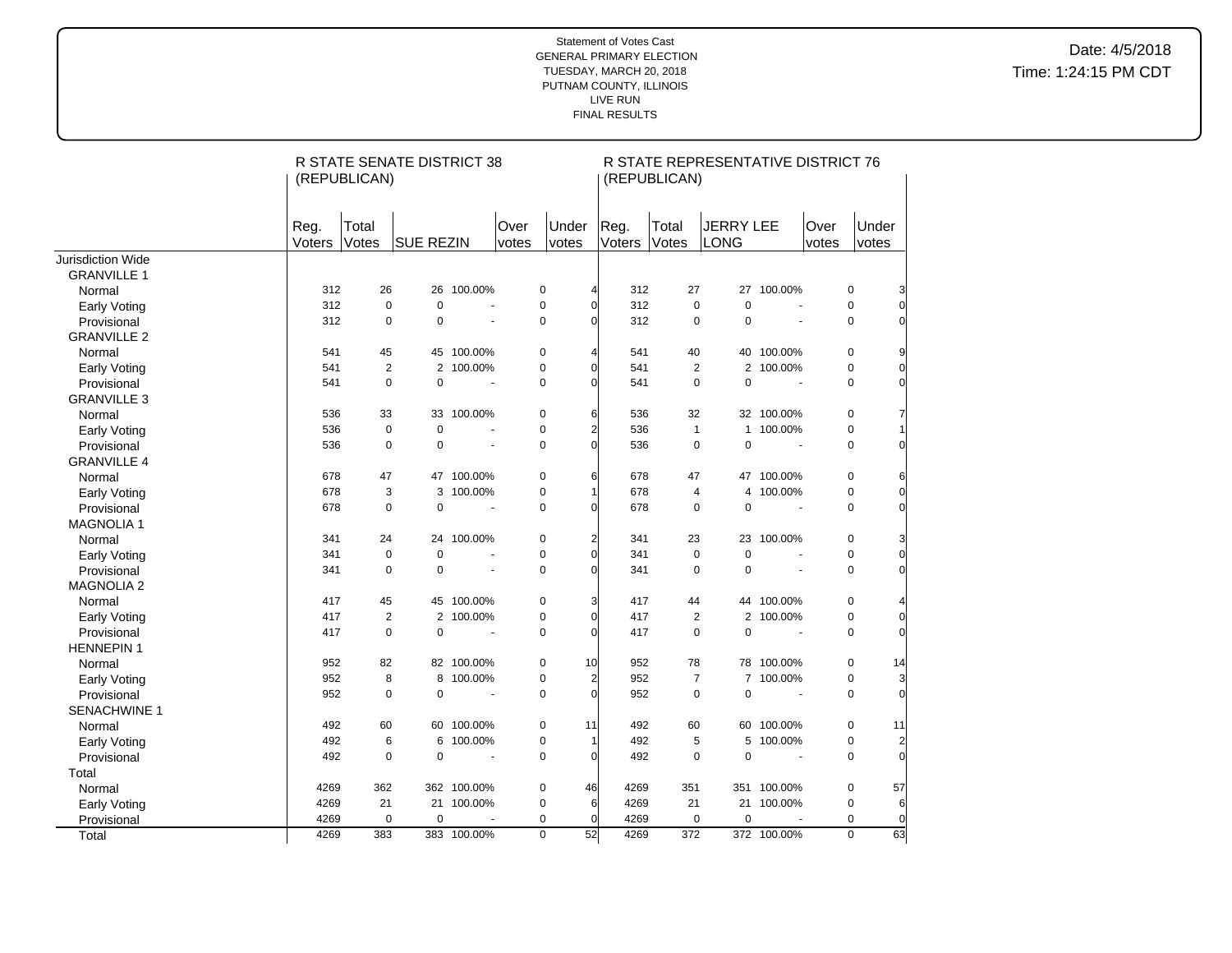Statement of Votes Cast
GENERAL PRIMARY ELECTION
TUESDAY, MARCH 20, 2018
PUTNAM COUNTY, ILLINOIS
LIVE RUN
FINAL RESULTS

Date: 4/5/2018
Time: 1:24:15 PM CDT

| | R STATE SENATE DISTRICT 38 (REPUBLICAN) | | | | | | R STATE REPRESENTATIVE DISTRICT 76 (REPUBLICAN) | | | | | |
|---|---|---|---|---|---|---|---|---|---|---|---|---|
| | Reg. Voters | Total Votes | SUE REZIN | | Over votes | Under votes | Reg. Voters | Total Votes | JERRY LEE LONG | | Over votes | Under votes |
| Jurisdiction Wide | | | | | | | | | | | | |
| GRANVILLE 1 | | | | | | | | | | | | |
| Normal | 312 | 26 | 26 | 100.00% | 0 | 4 | 312 | 27 | 27 | 100.00% | 0 | 3 |
| Early Voting | 312 | 0 | 0 | - | 0 | 0 | 312 | 0 | 0 | - | 0 | 0 |
| Provisional | 312 | 0 | 0 | - | 0 | 0 | 312 | 0 | 0 | - | 0 | 0 |
| GRANVILLE 2 | | | | | | | | | | | | |
| Normal | 541 | 45 | 45 | 100.00% | 0 | 4 | 541 | 40 | 40 | 100.00% | 0 | 9 |
| Early Voting | 541 | 2 | 2 | 100.00% | 0 | 0 | 541 | 2 | 2 | 100.00% | 0 | 0 |
| Provisional | 541 | 0 | 0 | - | 0 | 0 | 541 | 0 | 0 | - | 0 | 0 |
| GRANVILLE 3 | | | | | | | | | | | | |
| Normal | 536 | 33 | 33 | 100.00% | 0 | 6 | 536 | 32 | 32 | 100.00% | 0 | 7 |
| Early Voting | 536 | 0 | 0 | - | 0 | 2 | 536 | 1 | 1 | 100.00% | 0 | 1 |
| Provisional | 536 | 0 | 0 | - | 0 | 0 | 536 | 0 | 0 | - | 0 | 0 |
| GRANVILLE 4 | | | | | | | | | | | | |
| Normal | 678 | 47 | 47 | 100.00% | 0 | 6 | 678 | 47 | 47 | 100.00% | 0 | 6 |
| Early Voting | 678 | 3 | 3 | 100.00% | 0 | 1 | 678 | 4 | 4 | 100.00% | 0 | 0 |
| Provisional | 678 | 0 | 0 | - | 0 | 0 | 678 | 0 | 0 | - | 0 | 0 |
| MAGNOLIA 1 | | | | | | | | | | | | |
| Normal | 341 | 24 | 24 | 100.00% | 0 | 2 | 341 | 23 | 23 | 100.00% | 0 | 3 |
| Early Voting | 341 | 0 | 0 | - | 0 | 0 | 341 | 0 | 0 | - | 0 | 0 |
| Provisional | 341 | 0 | 0 | - | 0 | 0 | 341 | 0 | 0 | - | 0 | 0 |
| MAGNOLIA 2 | | | | | | | | | | | | |
| Normal | 417 | 45 | 45 | 100.00% | 0 | 3 | 417 | 44 | 44 | 100.00% | 0 | 4 |
| Early Voting | 417 | 2 | 2 | 100.00% | 0 | 0 | 417 | 2 | 2 | 100.00% | 0 | 0 |
| Provisional | 417 | 0 | 0 | - | 0 | 0 | 417 | 0 | 0 | - | 0 | 0 |
| HENNEPIN 1 | | | | | | | | | | | | |
| Normal | 952 | 82 | 82 | 100.00% | 0 | 10 | 952 | 78 | 78 | 100.00% | 0 | 14 |
| Early Voting | 952 | 8 | 8 | 100.00% | 0 | 2 | 952 | 7 | 7 | 100.00% | 0 | 3 |
| Provisional | 952 | 0 | 0 | - | 0 | 0 | 952 | 0 | 0 | - | 0 | 0 |
| SENACHWINE 1 | | | | | | | | | | | | |
| Normal | 492 | 60 | 60 | 100.00% | 0 | 11 | 492 | 60 | 60 | 100.00% | 0 | 11 |
| Early Voting | 492 | 6 | 6 | 100.00% | 0 | 1 | 492 | 5 | 5 | 100.00% | 0 | 2 |
| Provisional | 492 | 0 | 0 | - | 0 | 0 | 492 | 0 | 0 | - | 0 | 0 |
| Total | | | | | | | | | | | | |
| Normal | 4269 | 362 | 362 | 100.00% | 0 | 46 | 4269 | 351 | 351 | 100.00% | 0 | 57 |
| Early Voting | 4269 | 21 | 21 | 100.00% | 0 | 6 | 4269 | 21 | 21 | 100.00% | 0 | 6 |
| Provisional | 4269 | 0 | 0 | - | 0 | 0 | 4269 | 0 | 0 | - | 0 | 0 |
| Total | 4269 | 383 | 383 | 100.00% | 0 | 52 | 4269 | 372 | 372 | 100.00% | 0 | 63 |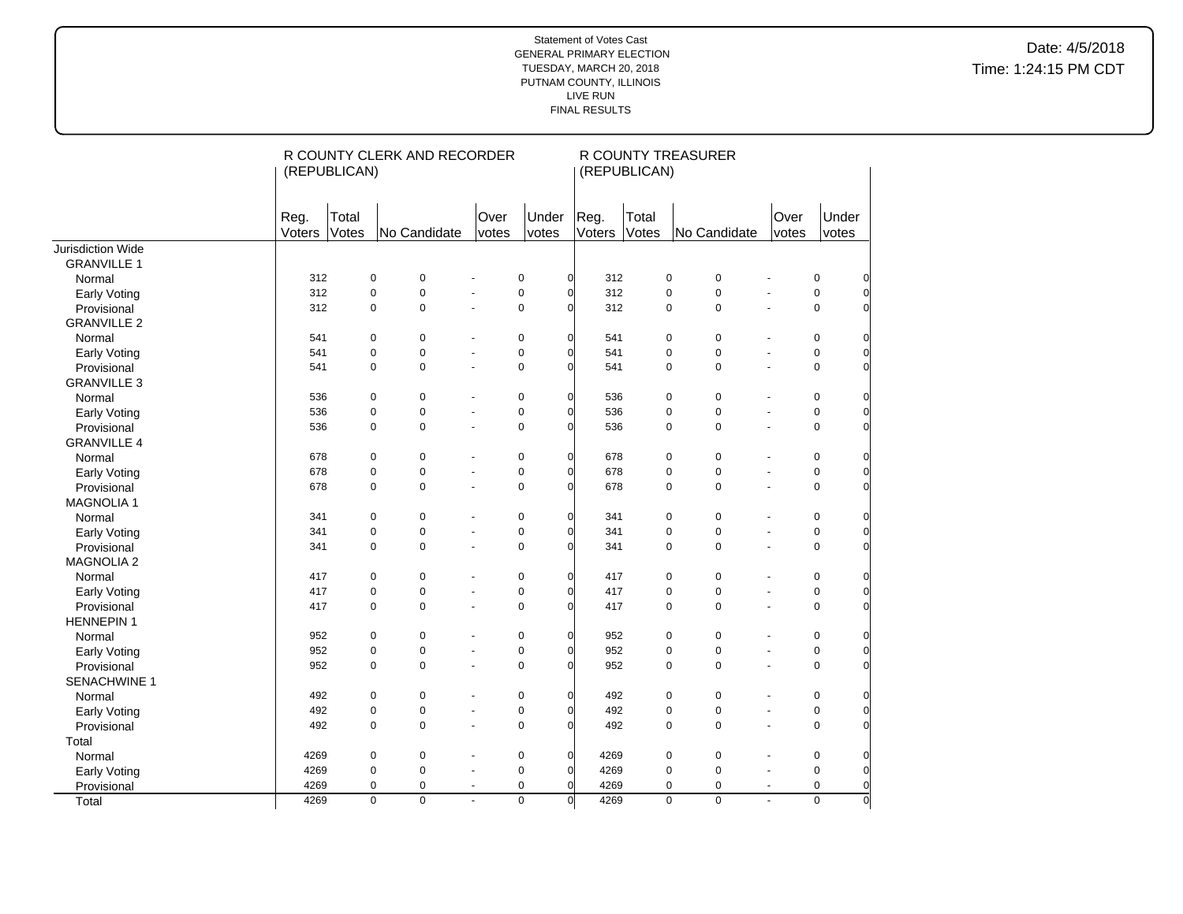Statement of Votes Cast
GENERAL PRIMARY ELECTION
TUESDAY, MARCH 20, 2018
PUTNAM COUNTY, ILLINOIS
LIVE RUN
FINAL RESULTS

Date: 4/5/2018
Time: 1:24:15 PM CDT

| | R COUNTY CLERK AND RECORDER (REPUBLICAN) | | | | | R COUNTY TREASURER (REPUBLICAN) | | | | |
|---|---|---|---|---|---|---|---|---|---|---|
| | Reg. Voters | Total Votes | No Candidate | Over votes | Under votes | Reg. Voters | Total Votes | No Candidate | Over votes | Under votes |
| Jurisdiction Wide | | | | | | | | | | |
| GRANVILLE 1 | | | | | | | | | | |
| Normal | 312 | 0 | 0 | - | 0 | 0 | 312 | 0 | 0 | - | 0 | 0 |
| Early Voting | 312 | 0 | 0 | - | 0 | 0 | 312 | 0 | 0 | - | 0 | 0 |
| Provisional | 312 | 0 | 0 | - | 0 | 0 | 312 | 0 | 0 | - | 0 | 0 |
| GRANVILLE 2 | | | | | | | | | | |
| Normal | 541 | 0 | 0 | - | 0 | 0 | 541 | 0 | 0 | - | 0 | 0 |
| Early Voting | 541 | 0 | 0 | - | 0 | 0 | 541 | 0 | 0 | - | 0 | 0 |
| Provisional | 541 | 0 | 0 | - | 0 | 0 | 541 | 0 | 0 | - | 0 | 0 |
| GRANVILLE 3 | | | | | | | | | | |
| Normal | 536 | 0 | 0 | - | 0 | 0 | 536 | 0 | 0 | - | 0 | 0 |
| Early Voting | 536 | 0 | 0 | - | 0 | 0 | 536 | 0 | 0 | - | 0 | 0 |
| Provisional | 536 | 0 | 0 | - | 0 | 0 | 536 | 0 | 0 | - | 0 | 0 |
| GRANVILLE 4 | | | | | | | | | | |
| Normal | 678 | 0 | 0 | - | 0 | 0 | 678 | 0 | 0 | - | 0 | 0 |
| Early Voting | 678 | 0 | 0 | - | 0 | 0 | 678 | 0 | 0 | - | 0 | 0 |
| Provisional | 678 | 0 | 0 | - | 0 | 0 | 678 | 0 | 0 | - | 0 | 0 |
| MAGNOLIA 1 | | | | | | | | | | |
| Normal | 341 | 0 | 0 | - | 0 | 0 | 341 | 0 | 0 | - | 0 | 0 |
| Early Voting | 341 | 0 | 0 | - | 0 | 0 | 341 | 0 | 0 | - | 0 | 0 |
| Provisional | 341 | 0 | 0 | - | 0 | 0 | 341 | 0 | 0 | - | 0 | 0 |
| MAGNOLIA 2 | | | | | | | | | | |
| Normal | 417 | 0 | 0 | - | 0 | 0 | 417 | 0 | 0 | - | 0 | 0 |
| Early Voting | 417 | 0 | 0 | - | 0 | 0 | 417 | 0 | 0 | - | 0 | 0 |
| Provisional | 417 | 0 | 0 | - | 0 | 0 | 417 | 0 | 0 | - | 0 | 0 |
| HENNEPIN 1 | | | | | | | | | | |
| Normal | 952 | 0 | 0 | - | 0 | 0 | 952 | 0 | 0 | - | 0 | 0 |
| Early Voting | 952 | 0 | 0 | - | 0 | 0 | 952 | 0 | 0 | - | 0 | 0 |
| Provisional | 952 | 0 | 0 | - | 0 | 0 | 952 | 0 | 0 | - | 0 | 0 |
| SENACHWINE 1 | | | | | | | | | | |
| Normal | 492 | 0 | 0 | - | 0 | 0 | 492 | 0 | 0 | - | 0 | 0 |
| Early Voting | 492 | 0 | 0 | - | 0 | 0 | 492 | 0 | 0 | - | 0 | 0 |
| Provisional | 492 | 0 | 0 | - | 0 | 0 | 492 | 0 | 0 | - | 0 | 0 |
| Total | | | | | | | | | | |
| Normal | 4269 | 0 | 0 | - | 0 | 0 | 4269 | 0 | 0 | - | 0 | 0 |
| Early Voting | 4269 | 0 | 0 | - | 0 | 0 | 4269 | 0 | 0 | - | 0 | 0 |
| Provisional | 4269 | 0 | 0 | - | 0 | 0 | 4269 | 0 | 0 | - | 0 | 0 |
| Total | 4269 | 0 | 0 | - | 0 | 0 | 4269 | 0 | 0 | - | 0 | 0 |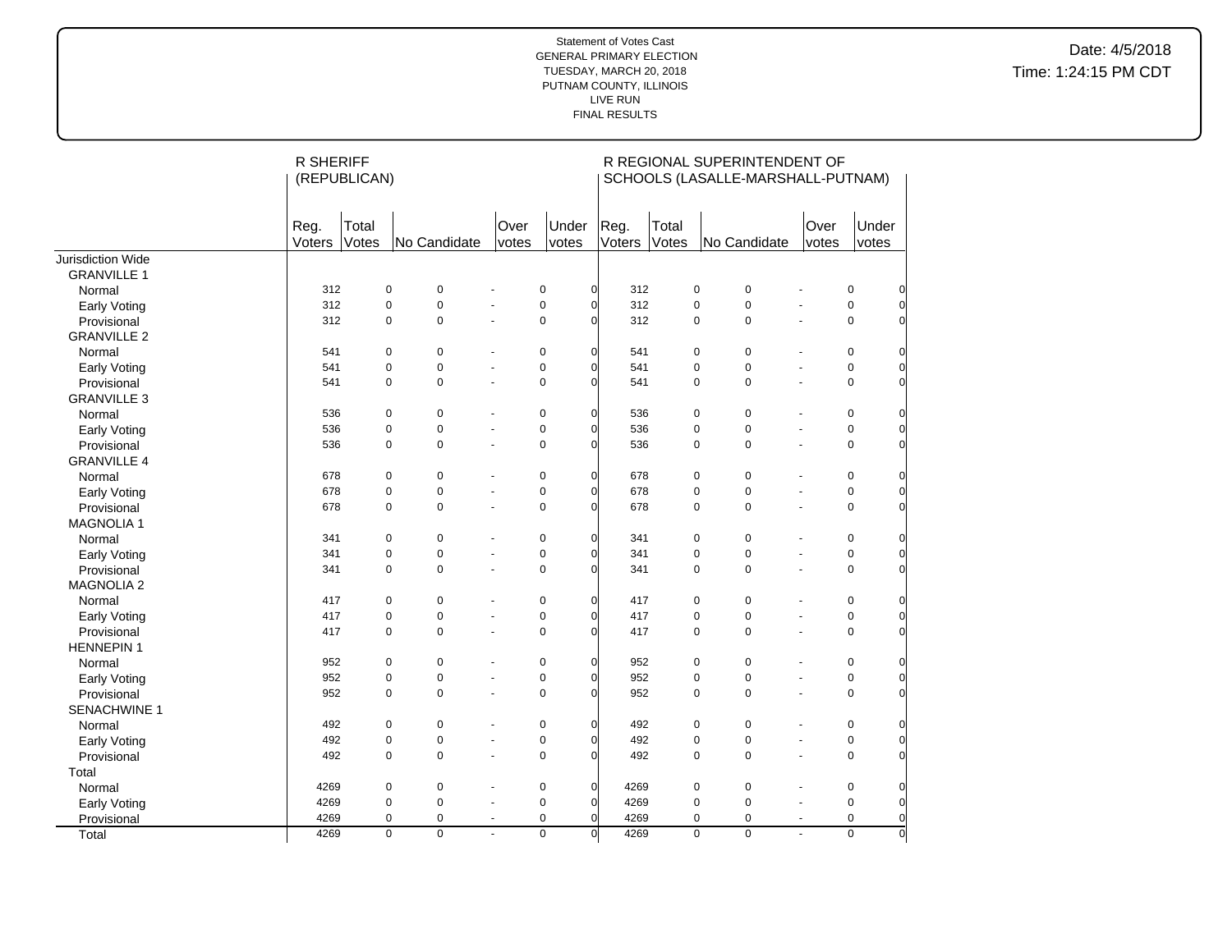Statement of Votes Cast
GENERAL PRIMARY ELECTION
TUESDAY, MARCH 20, 2018
PUTNAM COUNTY, ILLINOIS
LIVE RUN
FINAL RESULTS

Date: 4/5/2018
Time: 1:24:15 PM CDT

| | R SHERIFF (REPUBLICAN) | | | | | R REGIONAL SUPERINTENDENT OF SCHOOLS (LASALLE-MARSHALL-PUTNAM) | | | | |
|---|---|---|---|---|---|---|---|---|---|---|
| | Reg. Voters | Total Votes | No Candidate | Over votes | Under votes | Reg. Voters | Total Votes | No Candidate | Over votes | Under votes |
| Jurisdiction Wide | | | | | | | | | | |
| GRANVILLE 1 | | | | | | | | | | |
| Normal | 312 | 0 | 0 | - | 0 | 0 | 312 | 0 | 0 | - | 0 | 0 |
| Early Voting | 312 | 0 | 0 | - | 0 | 0 | 312 | 0 | 0 | - | 0 | 0 |
| Provisional | 312 | 0 | 0 | - | 0 | 0 | 312 | 0 | 0 | - | 0 | 0 |
| GRANVILLE 2 | | | | | | | | | | |
| Normal | 541 | 0 | 0 | - | 0 | 0 | 541 | 0 | 0 | - | 0 | 0 |
| Early Voting | 541 | 0 | 0 | - | 0 | 0 | 541 | 0 | 0 | - | 0 | 0 |
| Provisional | 541 | 0 | 0 | - | 0 | 0 | 541 | 0 | 0 | - | 0 | 0 |
| GRANVILLE 3 | | | | | | | | | | |
| Normal | 536 | 0 | 0 | - | 0 | 0 | 536 | 0 | 0 | - | 0 | 0 |
| Early Voting | 536 | 0 | 0 | - | 0 | 0 | 536 | 0 | 0 | - | 0 | 0 |
| Provisional | 536 | 0 | 0 | - | 0 | 0 | 536 | 0 | 0 | - | 0 | 0 |
| GRANVILLE 4 | | | | | | | | | | |
| Normal | 678 | 0 | 0 | - | 0 | 0 | 678 | 0 | 0 | - | 0 | 0 |
| Early Voting | 678 | 0 | 0 | - | 0 | 0 | 678 | 0 | 0 | - | 0 | 0 |
| Provisional | 678 | 0 | 0 | - | 0 | 0 | 678 | 0 | 0 | - | 0 | 0 |
| MAGNOLIA 1 | | | | | | | | | | |
| Normal | 341 | 0 | 0 | - | 0 | 0 | 341 | 0 | 0 | - | 0 | 0 |
| Early Voting | 341 | 0 | 0 | - | 0 | 0 | 341 | 0 | 0 | - | 0 | 0 |
| Provisional | 341 | 0 | 0 | - | 0 | 0 | 341 | 0 | 0 | - | 0 | 0 |
| MAGNOLIA 2 | | | | | | | | | | |
| Normal | 417 | 0 | 0 | - | 0 | 0 | 417 | 0 | 0 | - | 0 | 0 |
| Early Voting | 417 | 0 | 0 | - | 0 | 0 | 417 | 0 | 0 | - | 0 | 0 |
| Provisional | 417 | 0 | 0 | - | 0 | 0 | 417 | 0 | 0 | - | 0 | 0 |
| HENNEPIN 1 | | | | | | | | | | |
| Normal | 952 | 0 | 0 | - | 0 | 0 | 952 | 0 | 0 | - | 0 | 0 |
| Early Voting | 952 | 0 | 0 | - | 0 | 0 | 952 | 0 | 0 | - | 0 | 0 |
| Provisional | 952 | 0 | 0 | - | 0 | 0 | 952 | 0 | 0 | - | 0 | 0 |
| SENACHWINE 1 | | | | | | | | | | |
| Normal | 492 | 0 | 0 | - | 0 | 0 | 492 | 0 | 0 | - | 0 | 0 |
| Early Voting | 492 | 0 | 0 | - | 0 | 0 | 492 | 0 | 0 | - | 0 | 0 |
| Provisional | 492 | 0 | 0 | - | 0 | 0 | 492 | 0 | 0 | - | 0 | 0 |
| Total | | | | | | | | | | |
| Normal | 4269 | 0 | 0 | - | 0 | 0 | 4269 | 0 | 0 | - | 0 | 0 |
| Early Voting | 4269 | 0 | 0 | - | 0 | 0 | 4269 | 0 | 0 | - | 0 | 0 |
| Provisional | 4269 | 0 | 0 | - | 0 | 0 | 4269 | 0 | 0 | - | 0 | 0 |
| Total | 4269 | 0 | 0 | - | 0 | 0 | 4269 | 0 | 0 | - | 0 | 0 |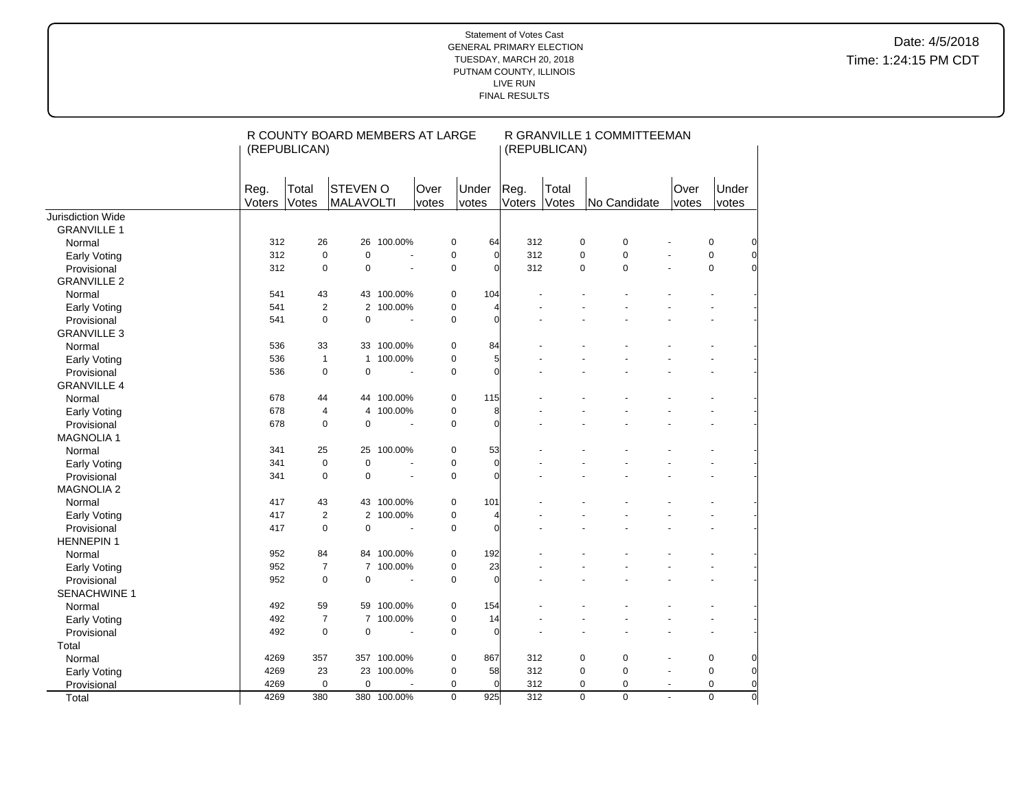Statement of Votes Cast
GENERAL PRIMARY ELECTION
TUESDAY, MARCH 20, 2018
PUTNAM COUNTY, ILLINOIS
LIVE RUN
FINAL RESULTS

Date: 4/5/2018
Time: 1:24:15 PM CDT

| | R COUNTY BOARD MEMBERS AT LARGE (REPUBLICAN) | | | | | | R GRANVILLE 1 COMMITTEEMAN (REPUBLICAN) | | | | | |
|---|---|---|---|---|---|---|---|---|---|---|---|---|
| | Reg. Voters | Total Votes | STEVEN O MALAVOLTI | | Over votes | Under votes | Reg. Voters | Total Votes | No Candidate | | Over votes | Under votes |
| Jurisdiction Wide | | | | | | | | | | | | |
| GRANVILLE 1 | | | | | | | | | | | | |
| Normal | 312 | 26 | 26 | 100.00% | 0 | 64 | 312 | 0 | 0 | - | 0 | 0 |
| Early Voting | 312 | 0 | 0 | - | 0 | 0 | 312 | 0 | 0 | - | 0 | 0 |
| Provisional | 312 | 0 | 0 | - | 0 | 0 | 312 | 0 | 0 | - | 0 | 0 |
| GRANVILLE 2 | | | | | | | | | | | | |
| Normal | 541 | 43 | 43 | 100.00% | 0 | 104 | - | - | - | - | - | - |
| Early Voting | 541 | 2 | 2 | 100.00% | 0 | 4 | - | - | - | - | - | - |
| Provisional | 541 | 0 | 0 | - | 0 | 0 | - | - | - | - | - | - |
| GRANVILLE 3 | | | | | | | | | | | | |
| Normal | 536 | 33 | 33 | 100.00% | 0 | 84 | - | - | - | - | - | - |
| Early Voting | 536 | 1 | 1 | 100.00% | 0 | 5 | - | - | - | - | - | - |
| Provisional | 536 | 0 | 0 | - | 0 | 0 | - | - | - | - | - | - |
| GRANVILLE 4 | | | | | | | | | | | | |
| Normal | 678 | 44 | 44 | 100.00% | 0 | 115 | - | - | - | - | - | - |
| Early Voting | 678 | 4 | 4 | 100.00% | 0 | 8 | - | - | - | - | - | - |
| Provisional | 678 | 0 | 0 | - | 0 | 0 | - | - | - | - | - | - |
| MAGNOLIA 1 | | | | | | | | | | | | |
| Normal | 341 | 25 | 25 | 100.00% | 0 | 53 | - | - | - | - | - | - |
| Early Voting | 341 | 0 | 0 | - | 0 | 0 | - | - | - | - | - | - |
| Provisional | 341 | 0 | 0 | - | 0 | 0 | - | - | - | - | - | - |
| MAGNOLIA 2 | | | | | | | | | | | | |
| Normal | 417 | 43 | 43 | 100.00% | 0 | 101 | - | - | - | - | - | - |
| Early Voting | 417 | 2 | 2 | 100.00% | 0 | 4 | - | - | - | - | - | - |
| Provisional | 417 | 0 | 0 | - | 0 | 0 | - | - | - | - | - | - |
| HENNEPIN 1 | | | | | | | | | | | | |
| Normal | 952 | 84 | 84 | 100.00% | 0 | 192 | - | - | - | - | - | - |
| Early Voting | 952 | 7 | 7 | 100.00% | 0 | 23 | - | - | - | - | - | - |
| Provisional | 952 | 0 | 0 | - | 0 | 0 | - | - | - | - | - | - |
| SENACHWINE 1 | | | | | | | | | | | | |
| Normal | 492 | 59 | 59 | 100.00% | 0 | 154 | - | - | - | - | - | - |
| Early Voting | 492 | 7 | 7 | 100.00% | 0 | 14 | - | - | - | - | - | - |
| Provisional | 492 | 0 | 0 | - | 0 | 0 | - | - | - | - | - | - |
| Total | | | | | | | | | | | | |
| Normal | 4269 | 357 | 357 | 100.00% | 0 | 867 | 312 | 0 | 0 | - | 0 | 0 |
| Early Voting | 4269 | 23 | 23 | 100.00% | 0 | 58 | 312 | 0 | 0 | - | 0 | 0 |
| Provisional | 4269 | 0 | 0 | - | 0 | 0 | 312 | 0 | 0 | - | 0 | 0 |
| Total | 4269 | 380 | 380 | 100.00% | 0 | 925 | 312 | 0 | 0 | - | 0 | 0 |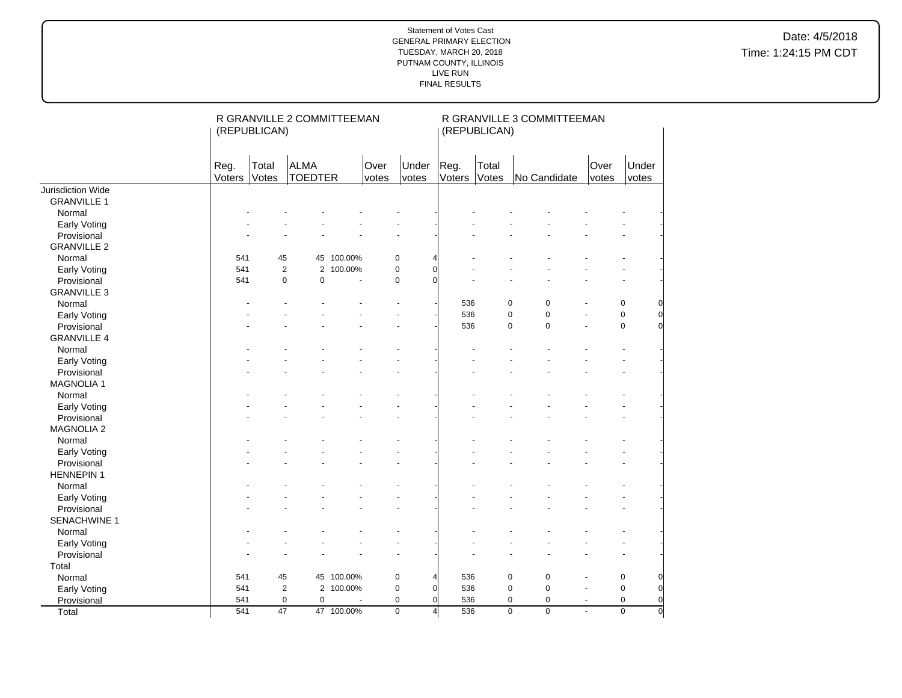Statement of Votes Cast
GENERAL PRIMARY ELECTION
TUESDAY, MARCH 20, 2018
PUTNAM COUNTY, ILLINOIS
LIVE RUN
FINAL RESULTS

Date: 4/5/2018
Time: 1:24:15 PM CDT

| | R GRANVILLE 2 COMMITTEEMAN (REPUBLICAN) | | | | | | R GRANVILLE 3 COMMITTEEMAN (REPUBLICAN) | | | | | |
|---|---|---|---|---|---|---|---|---|---|---|---|---|
| | Reg. Voters | Total Votes | ALMA TOEDTER | | Over votes | Under votes | Reg. Voters | Total Votes | No Candidate | | Over votes | Under votes |
| Jurisdiction Wide | | | | | | | | | | | | |
| GRANVILLE 1 | | | | | | | | | | | | |
| Normal | - | - | - | - | - | - | - | - | - | - | - | - |
| Early Voting | - | - | - | - | - | - | - | - | - | - | - | - |
| Provisional | - | - | - | - | - | - | - | - | - | - | - | - |
| GRANVILLE 2 | | | | | | | | | | | | |
| Normal | 541 | 45 | 45 | 100.00% | 0 | 4 | - | - | - | - | - | - |
| Early Voting | 541 | 2 | 2 | 100.00% | 0 | 0 | - | - | - | - | - | - |
| Provisional | 541 | 0 | 0 | - | 0 | 0 | - | - | - | - | - | - |
| GRANVILLE 3 | | | | | | | | | | | | |
| Normal | - | - | - | - | - | - | 536 | 0 | 0 | - | 0 | 0 |
| Early Voting | - | - | - | - | - | - | 536 | 0 | 0 | - | 0 | 0 |
| Provisional | - | - | - | - | - | - | 536 | 0 | 0 | - | 0 | 0 |
| GRANVILLE 4 | | | | | | | | | | | | |
| Normal | - | - | - | - | - | - | - | - | - | - | - | - |
| Early Voting | - | - | - | - | - | - | - | - | - | - | - | - |
| Provisional | - | - | - | - | - | - | - | - | - | - | - | - |
| MAGNOLIA 1 | | | | | | | | | | | | |
| Normal | - | - | - | - | - | - | - | - | - | - | - | - |
| Early Voting | - | - | - | - | - | - | - | - | - | - | - | - |
| Provisional | - | - | - | - | - | - | - | - | - | - | - | - |
| MAGNOLIA 2 | | | | | | | | | | | | |
| Normal | - | - | - | - | - | - | - | - | - | - | - | - |
| Early Voting | - | - | - | - | - | - | - | - | - | - | - | - |
| Provisional | - | - | - | - | - | - | - | - | - | - | - | - |
| HENNEPIN 1 | | | | | | | | | | | | |
| Normal | - | - | - | - | - | - | - | - | - | - | - | - |
| Early Voting | - | - | - | - | - | - | - | - | - | - | - | - |
| Provisional | - | - | - | - | - | - | - | - | - | - | - | - |
| SENACHWINE 1 | | | | | | | | | | | | |
| Normal | - | - | - | - | - | - | - | - | - | - | - | - |
| Early Voting | - | - | - | - | - | - | - | - | - | - | - | - |
| Provisional | - | - | - | - | - | - | - | - | - | - | - | - |
| Total | | | | | | | | | | | | |
| Normal | 541 | 45 | 45 | 100.00% | 0 | 4 | 536 | 0 | 0 | - | 0 | 0 |
| Early Voting | 541 | 2 | 2 | 100.00% | 0 | 0 | 536 | 0 | 0 | - | 0 | 0 |
| Provisional | 541 | 0 | 0 | - | 0 | 0 | 536 | 0 | 0 | - | 0 | 0 |
| Total | 541 | 47 | 47 | 100.00% | 0 | 4 | 536 | 0 | 0 | - | 0 | 0 |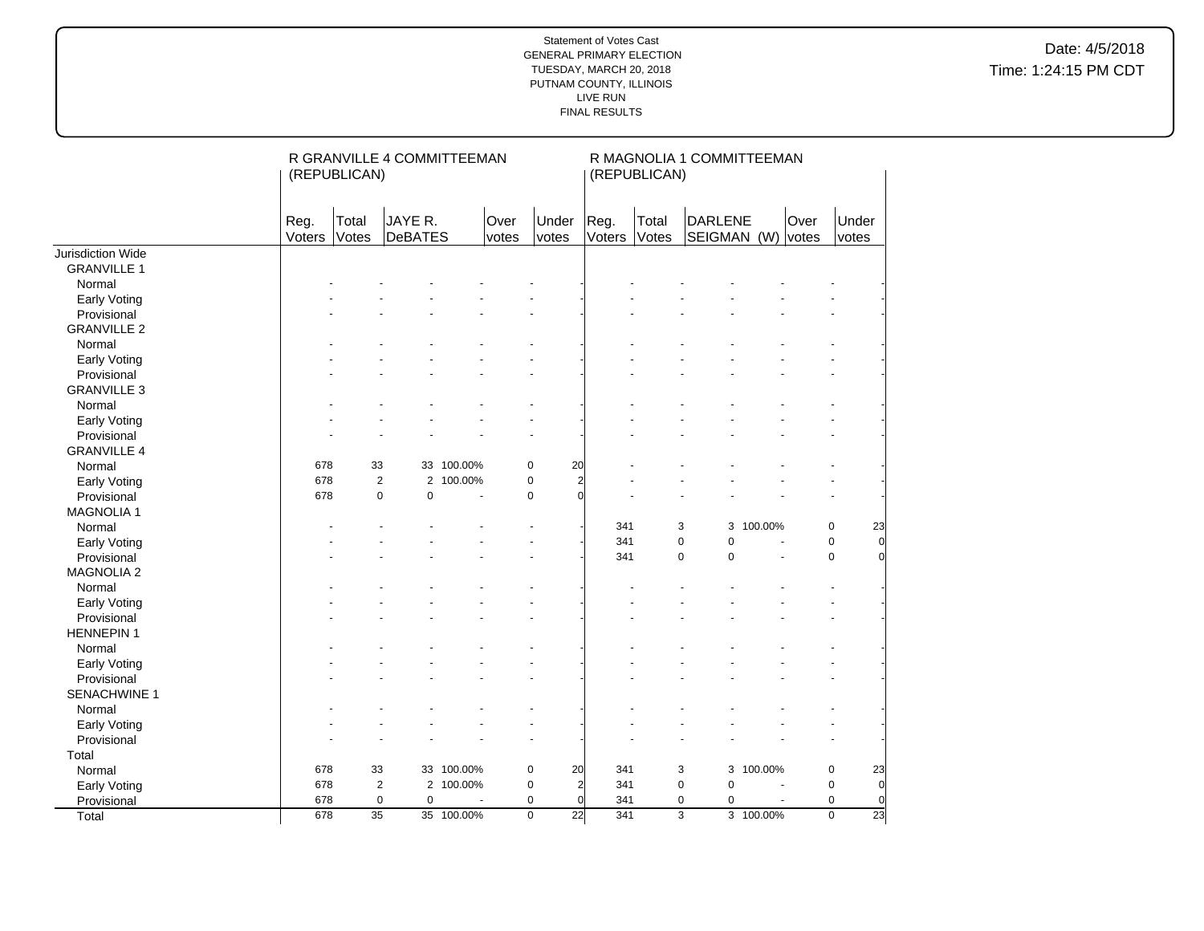Statement of Votes Cast
GENERAL PRIMARY ELECTION
TUESDAY, MARCH 20, 2018
PUTNAM COUNTY, ILLINOIS
LIVE RUN
FINAL RESULTS

Date: 4/5/2018
Time: 1:24:15 PM CDT

| | R GRANVILLE 4 COMMITTEEMAN (REPUBLICAN) | | | | | | R MAGNOLIA 1 COMMITTEEMAN (REPUBLICAN) | | | | | |
|---|---|---|---|---|---|---|---|---|---|---|---|---|
| | Reg. Voters | Total Votes | JAYE R. DeBATES | | Over votes | Under votes | Reg. Voters | Total Votes | DARLENE SEIGMAN (W) | | Over votes | Under votes |
| Jurisdiction Wide | | | | | | | | | | | | |
| GRANVILLE 1 | | | | | | | | | | | | |
| Normal | - | - | - | - | - | - | - | - | - | - | - | - |
| Early Voting | - | - | - | - | - | - | - | - | - | - | - | - |
| Provisional | - | - | - | - | - | - | - | - | - | - | - | - |
| GRANVILLE 2 | | | | | | | | | | | | |
| Normal | - | - | - | - | - | - | - | - | - | - | - | - |
| Early Voting | - | - | - | - | - | - | - | - | - | - | - | - |
| Provisional | - | - | - | - | - | - | - | - | - | - | - | - |
| GRANVILLE 3 | | | | | | | | | | | | |
| Normal | - | - | - | - | - | - | - | - | - | - | - | - |
| Early Voting | - | - | - | - | - | - | - | - | - | - | - | - |
| Provisional | - | - | - | - | - | - | - | - | - | - | - | - |
| GRANVILLE 4 | | | | | | | | | | | | |
| Normal | 678 | 33 | 33 | 100.00% | 0 | 20 | - | - | - | - | - | - |
| Early Voting | 678 | 2 | 2 | 100.00% | 0 | 2 | - | - | - | - | - | - |
| Provisional | 678 | 0 | 0 | - | 0 | 0 | - | - | - | - | - | - |
| MAGNOLIA 1 | | | | | | | | | | | | |
| Normal | - | - | - | - | - | - | 341 | 3 | 3 | 100.00% | 0 | 23 |
| Early Voting | - | - | - | - | - | - | 341 | 0 | 0 | - | 0 | 0 |
| Provisional | - | - | - | - | - | - | 341 | 0 | 0 | - | 0 | 0 |
| MAGNOLIA 2 | | | | | | | | | | | | |
| Normal | - | - | - | - | - | - | - | - | - | - | - | - |
| Early Voting | - | - | - | - | - | - | - | - | - | - | - | - |
| Provisional | - | - | - | - | - | - | - | - | - | - | - | - |
| HENNEPIN 1 | | | | | | | | | | | | |
| Normal | - | - | - | - | - | - | - | - | - | - | - | - |
| Early Voting | - | - | - | - | - | - | - | - | - | - | - | - |
| Provisional | - | - | - | - | - | - | - | - | - | - | - | - |
| SENACHWINE 1 | | | | | | | | | | | | |
| Normal | - | - | - | - | - | - | - | - | - | - | - | - |
| Early Voting | - | - | - | - | - | - | - | - | - | - | - | - |
| Provisional | - | - | - | - | - | - | - | - | - | - | - | - |
| Total | | | | | | | | | | | | |
| Normal | 678 | 33 | 33 | 100.00% | 0 | 20 | 341 | 3 | 3 | 100.00% | 0 | 23 |
| Early Voting | 678 | 2 | 2 | 100.00% | 0 | 2 | 341 | 0 | 0 | - | 0 | 0 |
| Provisional | 678 | 0 | 0 | - | 0 | 0 | 341 | 0 | 0 | - | 0 | 0 |
| Total | 678 | 35 | 35 | 100.00% | 0 | 22 | 341 | 3 | 3 | 100.00% | 0 | 23 |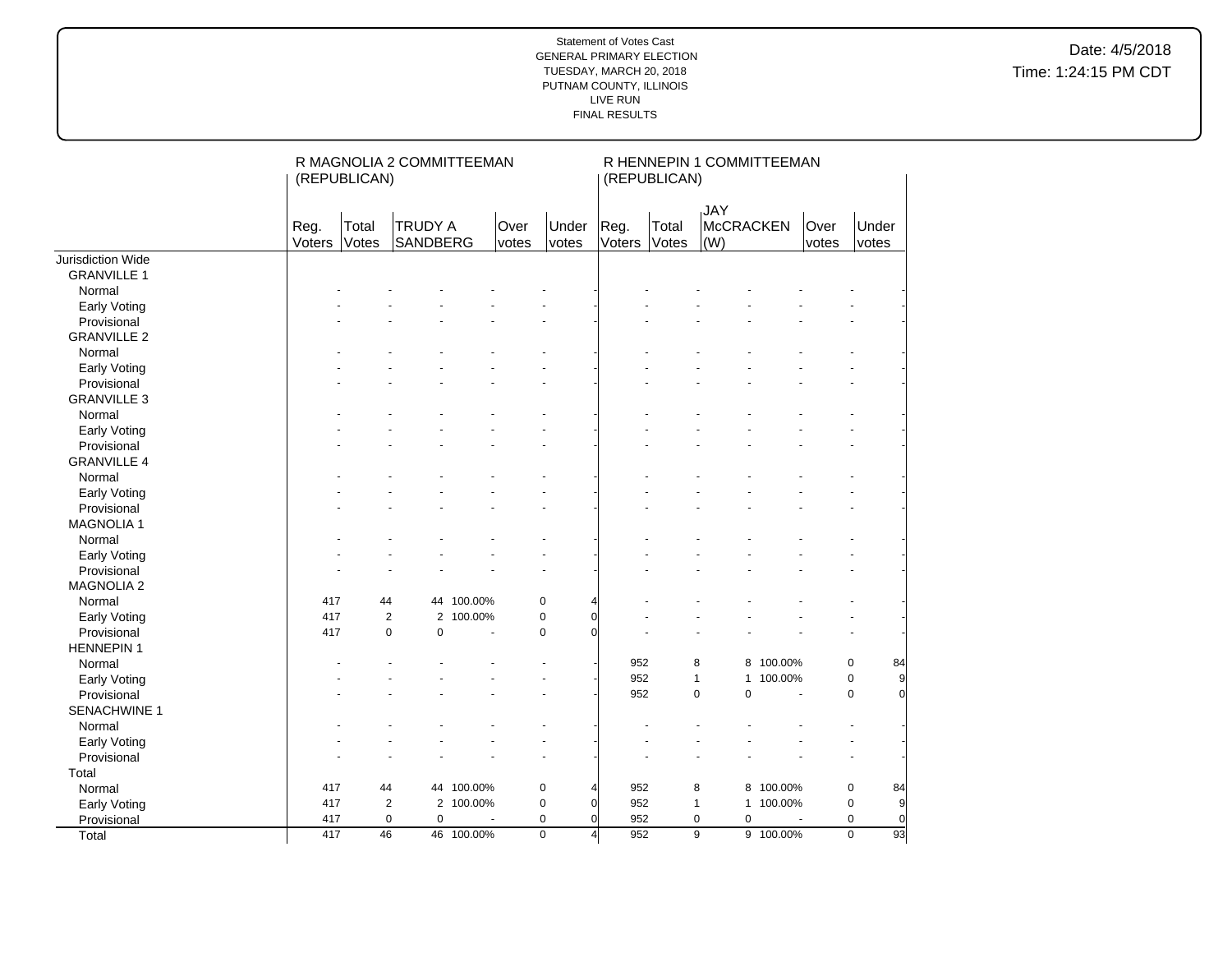Statement of Votes Cast
GENERAL PRIMARY ELECTION
TUESDAY, MARCH 20, 2018
PUTNAM COUNTY, ILLINOIS
LIVE RUN
FINAL RESULTS

Date: 4/5/2018
Time: 1:24:15 PM CDT

| | R MAGNOLIA 2 COMMITTEEMAN (REPUBLICAN) | | | | | | R HENNEPIN 1 COMMITTEEMAN (REPUBLICAN) | | | | | |
|---|---|---|---|---|---|---|---|---|---|---|---|---|
| | Reg. Voters | Total Votes | TRUDY A SANDBERG | | Over votes | Under votes | Reg. Voters | Total Votes | JAY McCRACKEN (W) | | Over votes | Under votes |
| Jurisdiction Wide | | | | | | | | | | | | |
| GRANVILLE 1 | | | | | | | | | | | | |
| Normal | - | - | - | - | - | - | - | - | - | - | - | - |
| Early Voting | - | - | - | - | - | - | - | - | - | - | - | - |
| Provisional | - | - | - | - | - | - | - | - | - | - | - | - |
| GRANVILLE 2 | | | | | | | | | | | | |
| Normal | - | - | - | - | - | - | - | - | - | - | - | - |
| Early Voting | - | - | - | - | - | - | - | - | - | - | - | - |
| Provisional | - | - | - | - | - | - | - | - | - | - | - | - |
| GRANVILLE 3 | | | | | | | | | | | | |
| Normal | - | - | - | - | - | - | - | - | - | - | - | - |
| Early Voting | - | - | - | - | - | - | - | - | - | - | - | - |
| Provisional | - | - | - | - | - | - | - | - | - | - | - | - |
| GRANVILLE 4 | | | | | | | | | | | | |
| Normal | - | - | - | - | - | - | - | - | - | - | - | - |
| Early Voting | - | - | - | - | - | - | - | - | - | - | - | - |
| Provisional | - | - | - | - | - | - | - | - | - | - | - | - |
| MAGNOLIA 1 | | | | | | | | | | | | |
| Normal | - | - | - | - | - | - | - | - | - | - | - | - |
| Early Voting | - | - | - | - | - | - | - | - | - | - | - | - |
| Provisional | - | - | - | - | - | - | - | - | - | - | - | - |
| MAGNOLIA 2 | | | | | | | | | | | | |
| Normal | 417 | 44 | 44 | 100.00% | 0 | 4 | - | - | - | - | - | - |
| Early Voting | 417 | 2 | 2 | 100.00% | 0 | 0 | - | - | - | - | - | - |
| Provisional | 417 | 0 | 0 | - | 0 | 0 | - | - | - | - | - | - |
| HENNEPIN 1 | | | | | | | | | | | | |
| Normal | - | - | - | - | - | - | 952 | 8 | 8 | 100.00% | 0 | 84 |
| Early Voting | - | - | - | - | - | - | 952 | 1 | 1 | 100.00% | 0 | 9 |
| Provisional | - | - | - | - | - | - | 952 | 0 | 0 | - | 0 | 0 |
| SENACHWINE 1 | | | | | | | | | | | | |
| Normal | - | - | - | - | - | - | - | - | - | - | - | - |
| Early Voting | - | - | - | - | - | - | - | - | - | - | - | - |
| Provisional | - | - | - | - | - | - | - | - | - | - | - | - |
| Total | | | | | | | | | | | | |
| Normal | 417 | 44 | 44 | 100.00% | 0 | 4 | 952 | 8 | 8 | 100.00% | 0 | 84 |
| Early Voting | 417 | 2 | 2 | 100.00% | 0 | 0 | 952 | 1 | 1 | 100.00% | 0 | 9 |
| Provisional | 417 | 0 | 0 | - | 0 | 0 | 952 | 0 | 0 | - | 0 | 0 |
| Total | 417 | 46 | 46 | 100.00% | 0 | 4 | 952 | 9 | 9 | 100.00% | 0 | 93 |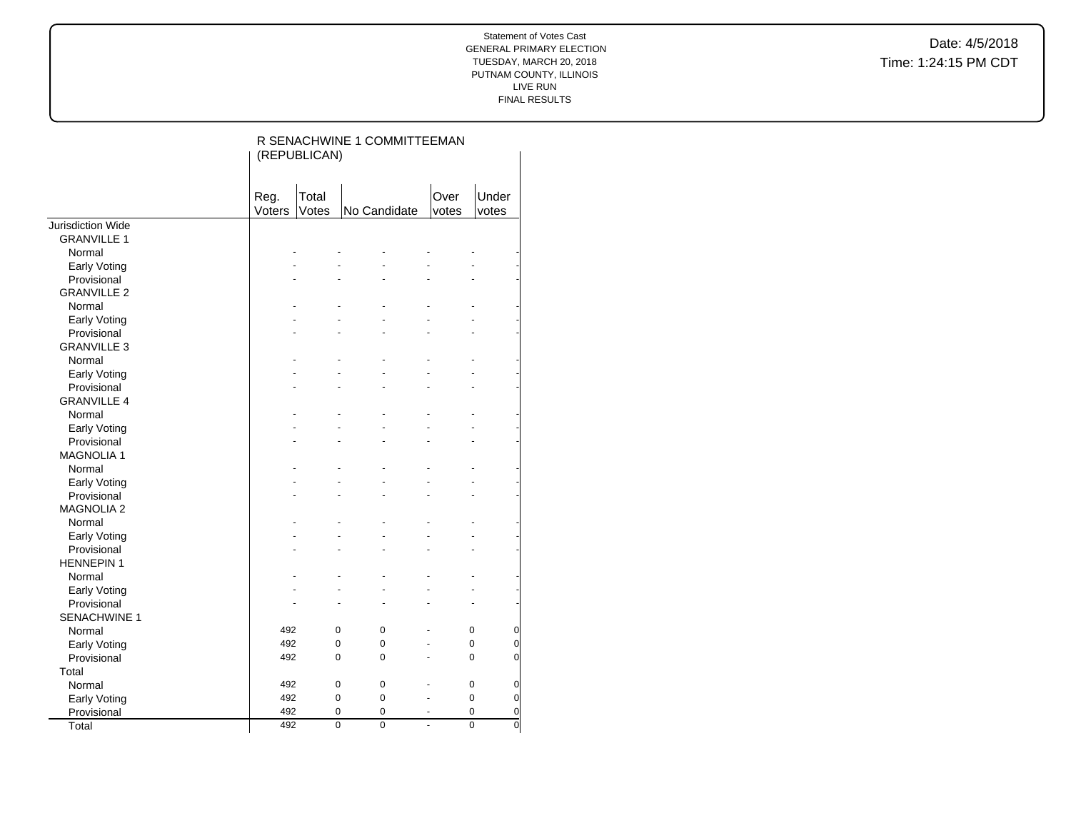## R SENACHWINE 1 COMMITTEEMAN (REPUBLICAN)

| | Reg. Voters | Total Votes | No Candidate | | Over votes | Under votes |
|---|---|---|---|---|---|---|
| Jurisdiction Wide | | | | | | |
| GRANVILLE 1 | | | | | | |
| Normal | - | - | - | - | - | - |
| Early Voting | - | - | - | - | - | - |
| Provisional | - | - | - | - | - | - |
| GRANVILLE 2 | | | | | | |
| Normal | - | - | - | - | - | - |
| Early Voting | - | - | - | - | - | - |
| Provisional | - | - | - | - | - | - |
| GRANVILLE 3 | | | | | | |
| Normal | - | - | - | - | - | - |
| Early Voting | - | - | - | - | - | - |
| Provisional | - | - | - | - | - | - |
| GRANVILLE 4 | | | | | | |
| Normal | - | - | - | - | - | - |
| Early Voting | - | - | - | - | - | - |
| Provisional | - | - | - | - | - | - |
| MAGNOLIA 1 | | | | | | |
| Normal | - | - | - | - | - | - |
| Early Voting | - | - | - | - | - | - |
| Provisional | - | - | - | - | - | - |
| MAGNOLIA 2 | | | | | | |
| Normal | - | - | - | - | - | - |
| Early Voting | - | - | - | - | - | - |
| Provisional | - | - | - | - | - | - |
| HENNEPIN 1 | | | | | | |
| Normal | - | - | - | - | - | - |
| Early Voting | - | - | - | - | - | - |
| Provisional | - | - | - | - | - | - |
| SENACHWINE 1 | | | | | | |
| Normal | 492 | 0 | 0 | - | 0 | 0 |
| Early Voting | 492 | 0 | 0 | - | 0 | 0 |
| Provisional | 492 | 0 | 0 | - | 0 | 0 |
| Total | | | | | | |
| Normal | 492 | 0 | 0 | - | 0 | 0 |
| Early Voting | 492 | 0 | 0 | - | 0 | 0 |
| Provisional | 492 | 0 | 0 | - | 0 | 0 |
| Total | 492 | 0 | 0 | - | 0 | 0 |